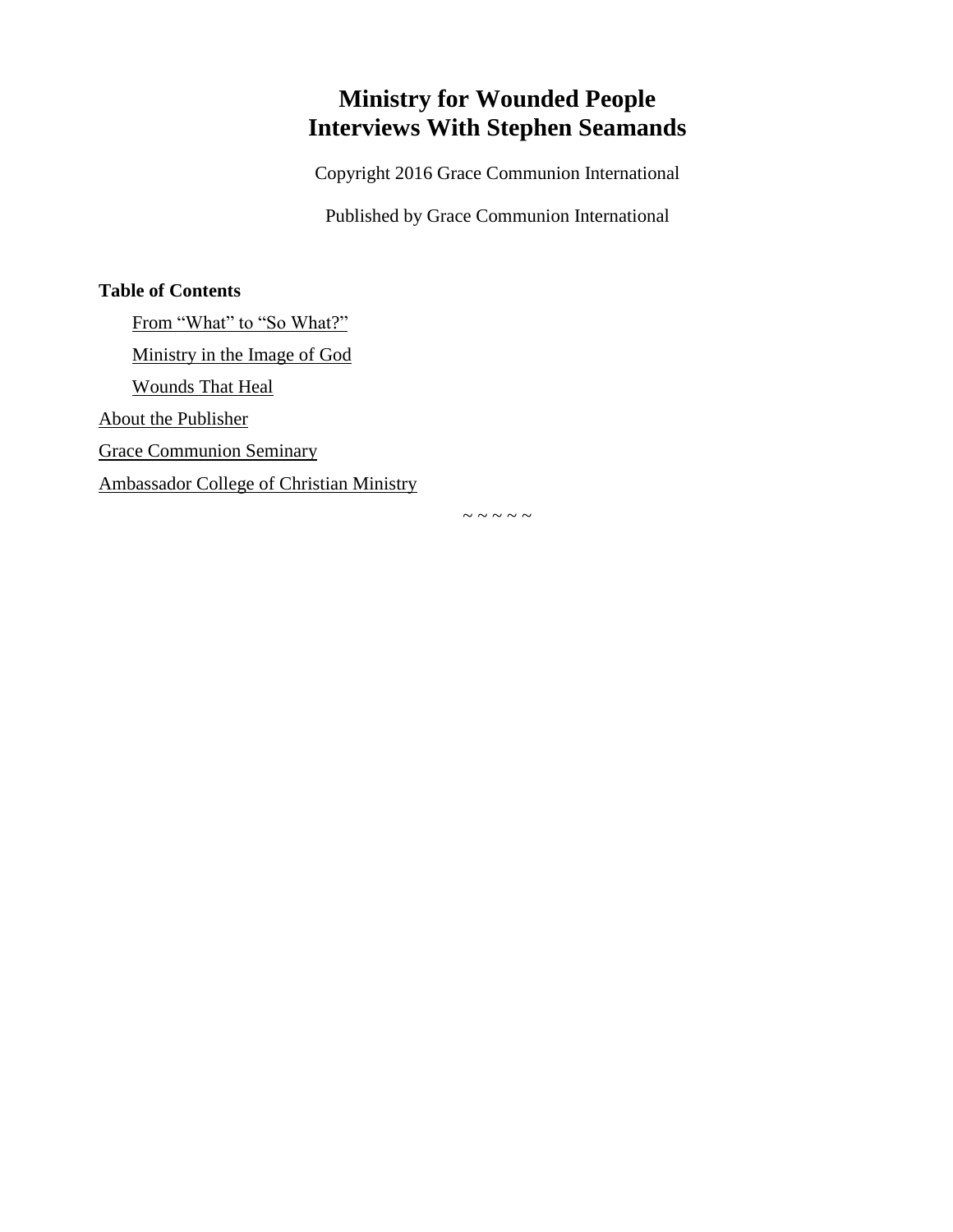# Ministry for Wounded People
# Interviews With Stephen Seamands

Copyright 2016 Grace Communion International

Published by Grace Communion International

**Table of Contents**

- From “What” to “So What?”
- Ministry in the Image of God
- Wounds That Heal

About the Publisher

Grace Communion Seminary

Ambassador College of Christian Ministry

~ ~ ~ ~ ~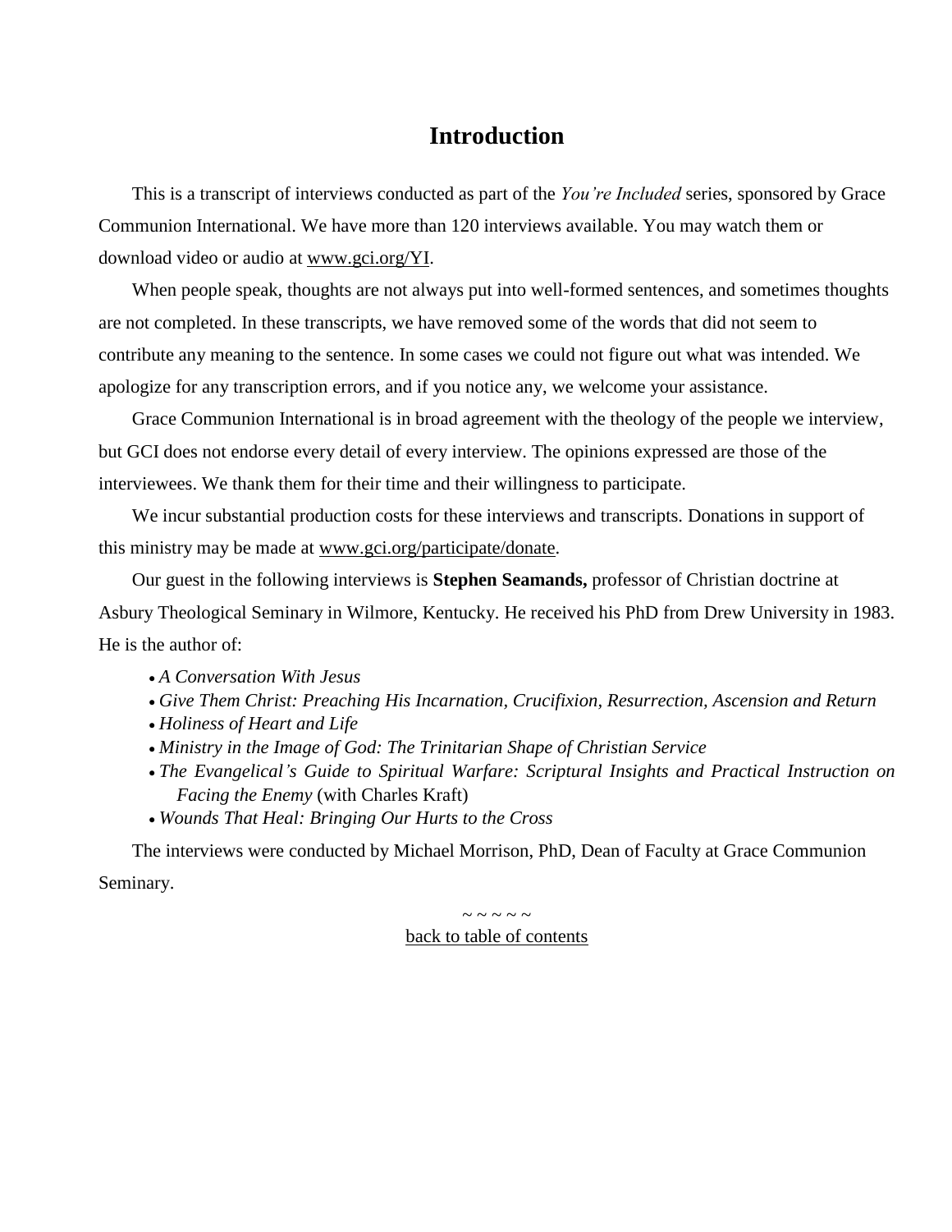# Introduction

This is a transcript of interviews conducted as part of the *You're Included* series, sponsored by Grace Communion International. We have more than 120 interviews available. You may watch them or download video or audio at www.gci.org/YI.

When people speak, thoughts are not always put into well-formed sentences, and sometimes thoughts are not completed. In these transcripts, we have removed some of the words that did not seem to contribute any meaning to the sentence. In some cases we could not figure out what was intended. We apologize for any transcription errors, and if you notice any, we welcome your assistance.

Grace Communion International is in broad agreement with the theology of the people we interview, but GCI does not endorse every detail of every interview. The opinions expressed are those of the interviewees. We thank them for their time and their willingness to participate.

We incur substantial production costs for these interviews and transcripts. Donations in support of this ministry may be made at www.gci.org/participate/donate.

Our guest in the following interviews is **Stephen Seamands,** professor of Christian doctrine at Asbury Theological Seminary in Wilmore, Kentucky. He received his PhD from Drew University in 1983. He is the author of:

- *A Conversation With Jesus*
- *Give Them Christ: Preaching His Incarnation, Crucifixion, Resurrection, Ascension and Return*
- *Holiness of Heart and Life*
- *Ministry in the Image of God: The Trinitarian Shape of Christian Service*
- *The Evangelical's Guide to Spiritual Warfare: Scriptural Insights and Practical Instruction on Facing the Enemy* (with Charles Kraft)
- *Wounds That Heal: Bringing Our Hurts to the Cross*

The interviews were conducted by Michael Morrison, PhD, Dean of Faculty at Grace Communion Seminary.

~ ~ ~ ~ ~

back to table of contents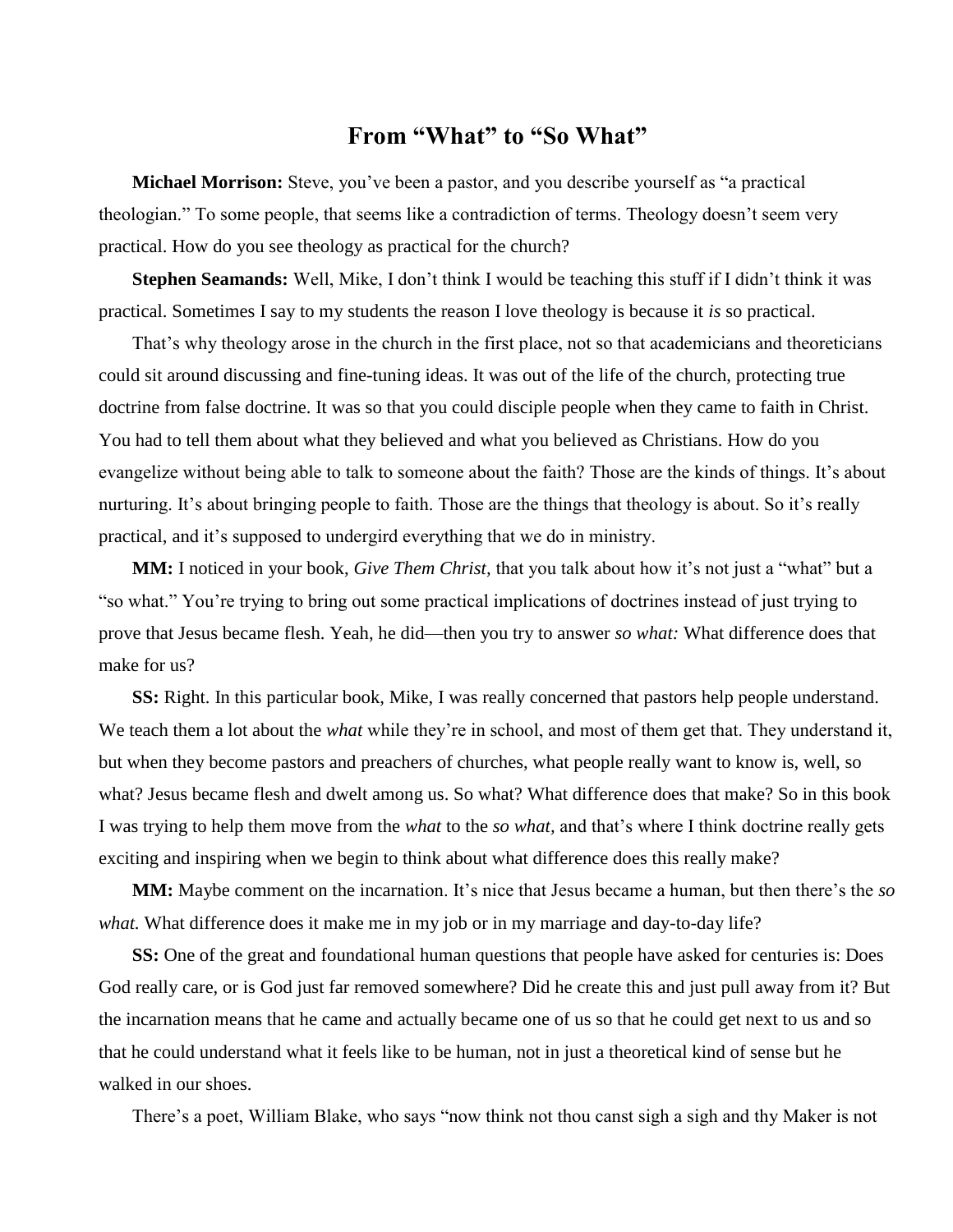## From "What" to "So What"

**Michael Morrison:** Steve, you've been a pastor, and you describe yourself as "a practical theologian." To some people, that seems like a contradiction of terms. Theology doesn't seem very practical. How do you see theology as practical for the church?

**Stephen Seamands:** Well, Mike, I don't think I would be teaching this stuff if I didn't think it was practical. Sometimes I say to my students the reason I love theology is because it *is* so practical.

That's why theology arose in the church in the first place, not so that academicians and theoreticians could sit around discussing and fine-tuning ideas. It was out of the life of the church, protecting true doctrine from false doctrine. It was so that you could disciple people when they came to faith in Christ. You had to tell them about what they believed and what you believed as Christians. How do you evangelize without being able to talk to someone about the faith? Those are the kinds of things. It's about nurturing. It's about bringing people to faith. Those are the things that theology is about. So it's really practical, and it's supposed to undergird everything that we do in ministry.

**MM:** I noticed in your book, *Give Them Christ,* that you talk about how it's not just a "what" but a "so what." You're trying to bring out some practical implications of doctrines instead of just trying to prove that Jesus became flesh. Yeah, he did—then you try to answer *so what:* What difference does that make for us?

**SS:** Right. In this particular book, Mike, I was really concerned that pastors help people understand. We teach them a lot about the *what* while they're in school, and most of them get that. They understand it, but when they become pastors and preachers of churches, what people really want to know is, well, so what? Jesus became flesh and dwelt among us. So what? What difference does that make? So in this book I was trying to help them move from the *what* to the *so what,* and that's where I think doctrine really gets exciting and inspiring when we begin to think about what difference does this really make?

**MM:** Maybe comment on the incarnation. It's nice that Jesus became a human, but then there's the *so what.* What difference does it make me in my job or in my marriage and day-to-day life?

**SS:** One of the great and foundational human questions that people have asked for centuries is: Does God really care, or is God just far removed somewhere? Did he create this and just pull away from it? But the incarnation means that he came and actually became one of us so that he could get next to us and so that he could understand what it feels like to be human, not in just a theoretical kind of sense but he walked in our shoes.

There's a poet, William Blake, who says "now think not thou canst sigh a sigh and thy Maker is not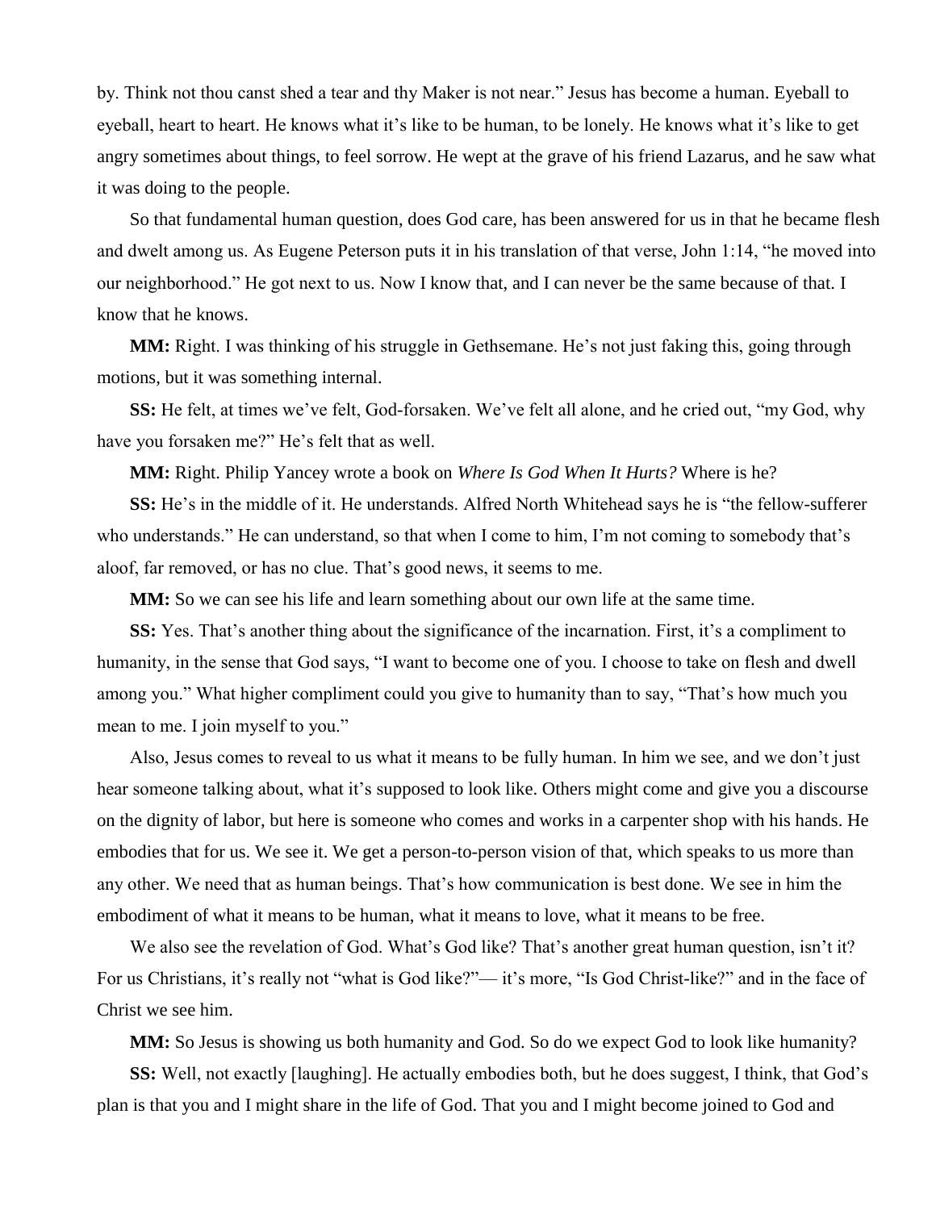by. Think not thou canst shed a tear and thy Maker is not near." Jesus has become a human. Eyeball to eyeball, heart to heart. He knows what it's like to be human, to be lonely. He knows what it's like to get angry sometimes about things, to feel sorrow. He wept at the grave of his friend Lazarus, and he saw what it was doing to the people.

So that fundamental human question, does God care, has been answered for us in that he became flesh and dwelt among us. As Eugene Peterson puts it in his translation of that verse, John 1:14, "he moved into our neighborhood." He got next to us. Now I know that, and I can never be the same because of that. I know that he knows.

**MM:** Right. I was thinking of his struggle in Gethsemane. He's not just faking this, going through motions, but it was something internal.

**SS:** He felt, at times we've felt, God-forsaken. We've felt all alone, and he cried out, "my God, why have you forsaken me?" He's felt that as well.

**MM:** Right. Philip Yancey wrote a book on *Where Is God When It Hurts?* Where is he?

**SS:** He's in the middle of it. He understands. Alfred North Whitehead says he is "the fellow-sufferer who understands." He can understand, so that when I come to him, I'm not coming to somebody that's aloof, far removed, or has no clue. That's good news, it seems to me.

**MM:** So we can see his life and learn something about our own life at the same time.

**SS:** Yes. That's another thing about the significance of the incarnation. First, it's a compliment to humanity, in the sense that God says, "I want to become one of you. I choose to take on flesh and dwell among you." What higher compliment could you give to humanity than to say, "That's how much you mean to me. I join myself to you."

Also, Jesus comes to reveal to us what it means to be fully human. In him we see, and we don't just hear someone talking about, what it's supposed to look like. Others might come and give you a discourse on the dignity of labor, but here is someone who comes and works in a carpenter shop with his hands. He embodies that for us. We see it. We get a person-to-person vision of that, which speaks to us more than any other. We need that as human beings. That's how communication is best done. We see in him the embodiment of what it means to be human, what it means to love, what it means to be free.

We also see the revelation of God. What's God like? That's another great human question, isn't it? For us Christians, it's really not "what is God like?"— it's more, "Is God Christ-like?" and in the face of Christ we see him.

**MM:** So Jesus is showing us both humanity and God. So do we expect God to look like humanity?

**SS:** Well, not exactly [laughing]. He actually embodies both, but he does suggest, I think, that God's plan is that you and I might share in the life of God. That you and I might become joined to God and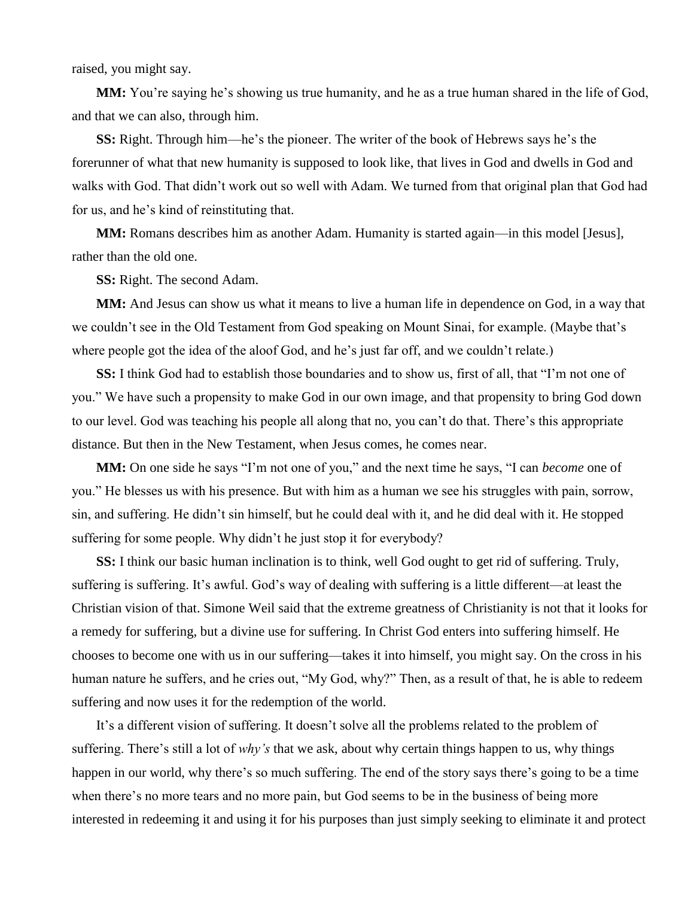raised, you might say.

**MM:** You're saying he's showing us true humanity, and he as a true human shared in the life of God, and that we can also, through him.

**SS:** Right. Through him—he's the pioneer. The writer of the book of Hebrews says he's the forerunner of what that new humanity is supposed to look like, that lives in God and dwells in God and walks with God. That didn't work out so well with Adam. We turned from that original plan that God had for us, and he's kind of reinstituting that.

**MM:** Romans describes him as another Adam. Humanity is started again—in this model [Jesus], rather than the old one.

**SS:** Right. The second Adam.

**MM:** And Jesus can show us what it means to live a human life in dependence on God, in a way that we couldn't see in the Old Testament from God speaking on Mount Sinai, for example. (Maybe that's where people got the idea of the aloof God, and he's just far off, and we couldn't relate.)

**SS:** I think God had to establish those boundaries and to show us, first of all, that "I'm not one of you." We have such a propensity to make God in our own image, and that propensity to bring God down to our level. God was teaching his people all along that no, you can't do that. There's this appropriate distance. But then in the New Testament, when Jesus comes, he comes near.

**MM:** On one side he says "I'm not one of you," and the next time he says, "I can *become* one of you." He blesses us with his presence. But with him as a human we see his struggles with pain, sorrow, sin, and suffering. He didn't sin himself, but he could deal with it, and he did deal with it. He stopped suffering for some people. Why didn't he just stop it for everybody?

**SS:** I think our basic human inclination is to think, well God ought to get rid of suffering. Truly, suffering is suffering. It's awful. God's way of dealing with suffering is a little different—at least the Christian vision of that. Simone Weil said that the extreme greatness of Christianity is not that it looks for a remedy for suffering, but a divine use for suffering. In Christ God enters into suffering himself. He chooses to become one with us in our suffering—takes it into himself, you might say. On the cross in his human nature he suffers, and he cries out, "My God, why?" Then, as a result of that, he is able to redeem suffering and now uses it for the redemption of the world.

It's a different vision of suffering. It doesn't solve all the problems related to the problem of suffering. There's still a lot of *why's* that we ask, about why certain things happen to us, why things happen in our world, why there's so much suffering. The end of the story says there's going to be a time when there's no more tears and no more pain, but God seems to be in the business of being more interested in redeeming it and using it for his purposes than just simply seeking to eliminate it and protect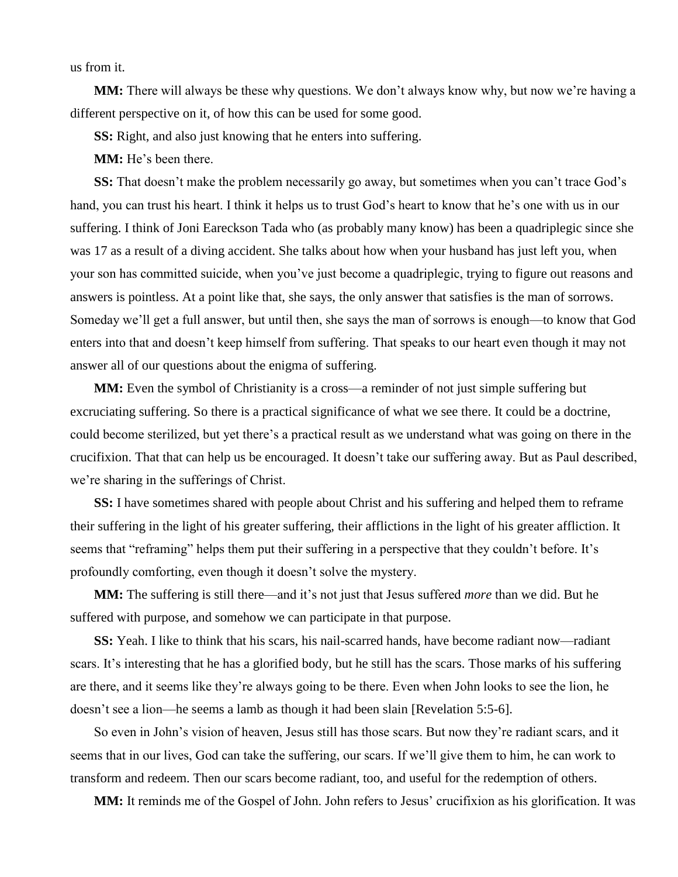us from it.

**MM:** There will always be these why questions. We don't always know why, but now we're having a different perspective on it, of how this can be used for some good.

**SS:** Right, and also just knowing that he enters into suffering.

**MM:** He's been there.

**SS:** That doesn't make the problem necessarily go away, but sometimes when you can't trace God's hand, you can trust his heart. I think it helps us to trust God's heart to know that he's one with us in our suffering. I think of Joni Eareckson Tada who (as probably many know) has been a quadriplegic since she was 17 as a result of a diving accident. She talks about how when your husband has just left you, when your son has committed suicide, when you've just become a quadriplegic, trying to figure out reasons and answers is pointless. At a point like that, she says, the only answer that satisfies is the man of sorrows. Someday we'll get a full answer, but until then, she says the man of sorrows is enough—to know that God enters into that and doesn't keep himself from suffering. That speaks to our heart even though it may not answer all of our questions about the enigma of suffering.

**MM:** Even the symbol of Christianity is a cross—a reminder of not just simple suffering but excruciating suffering. So there is a practical significance of what we see there. It could be a doctrine, could become sterilized, but yet there's a practical result as we understand what was going on there in the crucifixion. That that can help us be encouraged. It doesn't take our suffering away. But as Paul described, we're sharing in the sufferings of Christ.

**SS:** I have sometimes shared with people about Christ and his suffering and helped them to reframe their suffering in the light of his greater suffering, their afflictions in the light of his greater affliction. It seems that "reframing" helps them put their suffering in a perspective that they couldn't before. It's profoundly comforting, even though it doesn't solve the mystery.

**MM:** The suffering is still there—and it's not just that Jesus suffered *more* than we did. But he suffered with purpose, and somehow we can participate in that purpose.

**SS:** Yeah. I like to think that his scars, his nail-scarred hands, have become radiant now—radiant scars. It's interesting that he has a glorified body, but he still has the scars. Those marks of his suffering are there, and it seems like they're always going to be there. Even when John looks to see the lion, he doesn't see a lion—he seems a lamb as though it had been slain [Revelation 5:5-6].

So even in John's vision of heaven, Jesus still has those scars. But now they're radiant scars, and it seems that in our lives, God can take the suffering, our scars. If we'll give them to him, he can work to transform and redeem. Then our scars become radiant, too, and useful for the redemption of others.

**MM:** It reminds me of the Gospel of John. John refers to Jesus' crucifixion as his glorification. It was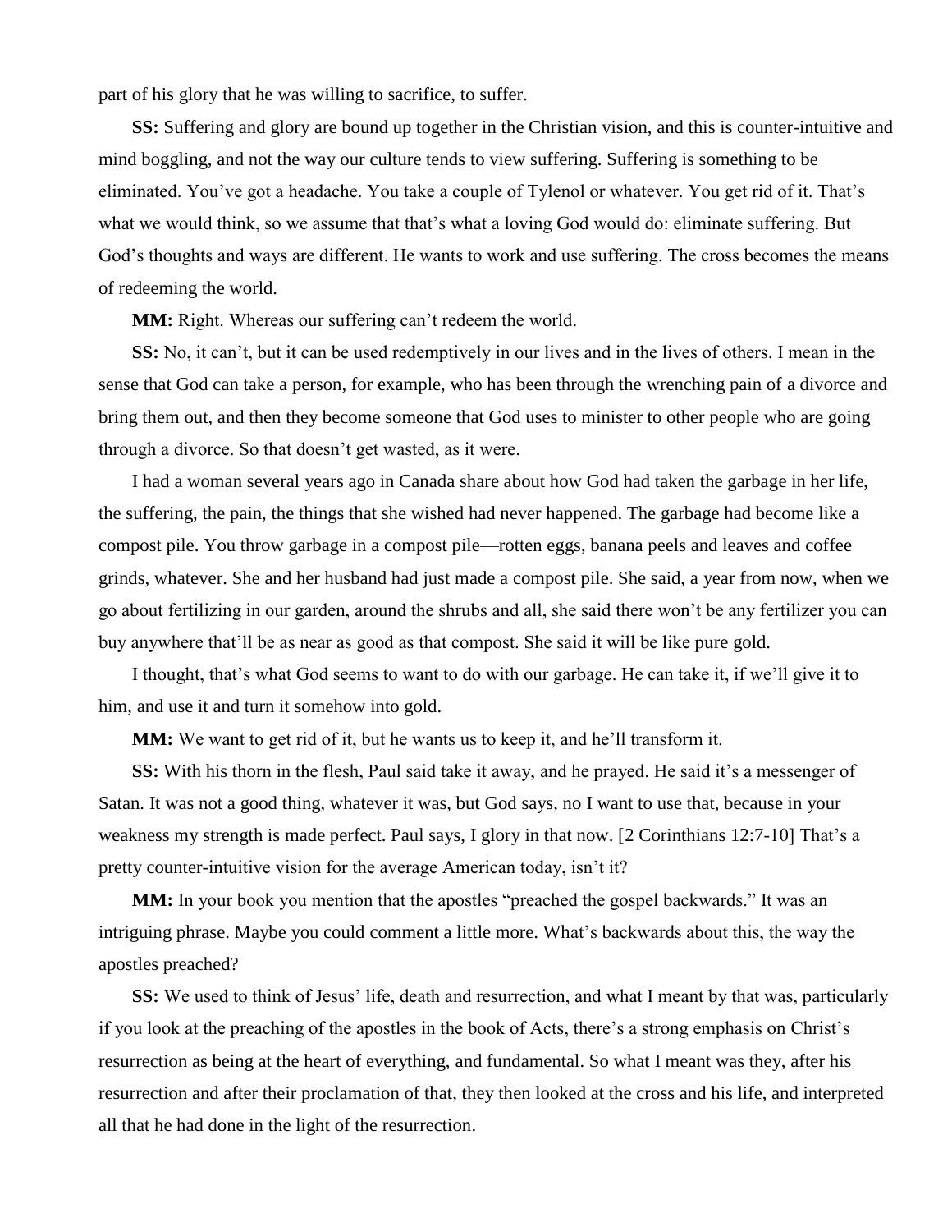part of his glory that he was willing to sacrifice, to suffer.

**SS:** Suffering and glory are bound up together in the Christian vision, and this is counter-intuitive and mind boggling, and not the way our culture tends to view suffering. Suffering is something to be eliminated. You've got a headache. You take a couple of Tylenol or whatever. You get rid of it. That's what we would think, so we assume that that's what a loving God would do: eliminate suffering. But God's thoughts and ways are different. He wants to work and use suffering. The cross becomes the means of redeeming the world.

**MM:** Right. Whereas our suffering can't redeem the world.

**SS:** No, it can't, but it can be used redemptively in our lives and in the lives of others. I mean in the sense that God can take a person, for example, who has been through the wrenching pain of a divorce and bring them out, and then they become someone that God uses to minister to other people who are going through a divorce. So that doesn't get wasted, as it were.

I had a woman several years ago in Canada share about how God had taken the garbage in her life, the suffering, the pain, the things that she wished had never happened. The garbage had become like a compost pile. You throw garbage in a compost pile—rotten eggs, banana peels and leaves and coffee grinds, whatever. She and her husband had just made a compost pile. She said, a year from now, when we go about fertilizing in our garden, around the shrubs and all, she said there won't be any fertilizer you can buy anywhere that'll be as near as good as that compost. She said it will be like pure gold.

I thought, that's what God seems to want to do with our garbage. He can take it, if we'll give it to him, and use it and turn it somehow into gold.

**MM:** We want to get rid of it, but he wants us to keep it, and he'll transform it.

**SS:** With his thorn in the flesh, Paul said take it away, and he prayed. He said it's a messenger of Satan. It was not a good thing, whatever it was, but God says, no I want to use that, because in your weakness my strength is made perfect. Paul says, I glory in that now. [2 Corinthians 12:7-10] That's a pretty counter-intuitive vision for the average American today, isn't it?

**MM:** In your book you mention that the apostles "preached the gospel backwards." It was an intriguing phrase. Maybe you could comment a little more. What's backwards about this, the way the apostles preached?

**SS:** We used to think of Jesus' life, death and resurrection, and what I meant by that was, particularly if you look at the preaching of the apostles in the book of Acts, there's a strong emphasis on Christ's resurrection as being at the heart of everything, and fundamental. So what I meant was they, after his resurrection and after their proclamation of that, they then looked at the cross and his life, and interpreted all that he had done in the light of the resurrection.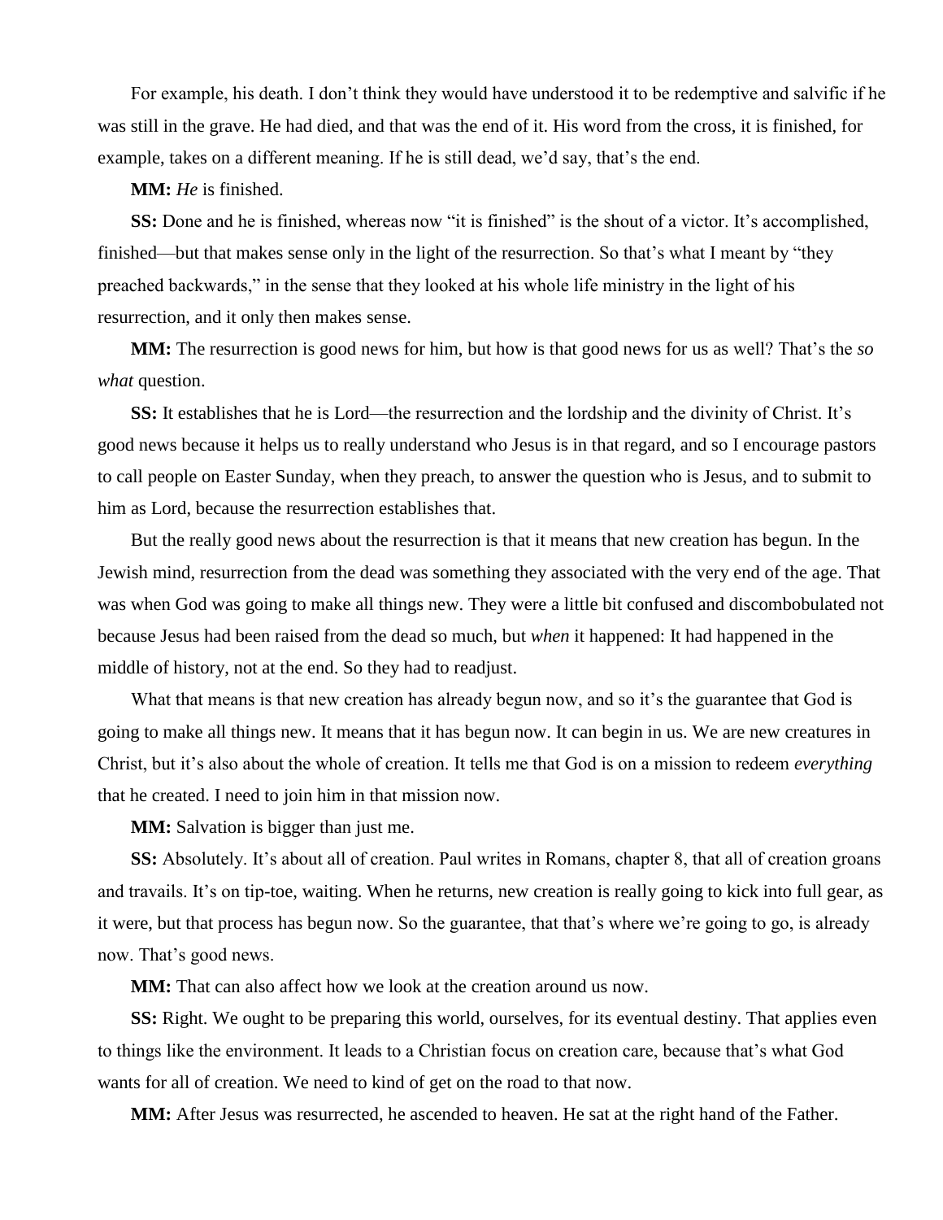For example, his death. I don't think they would have understood it to be redemptive and salvific if he was still in the grave. He had died, and that was the end of it. His word from the cross, it is finished, for example, takes on a different meaning. If he is still dead, we'd say, that's the end.

**MM:** *He* is finished.

**SS:** Done and he is finished, whereas now "it is finished" is the shout of a victor. It's accomplished, finished—but that makes sense only in the light of the resurrection. So that's what I meant by "they preached backwards," in the sense that they looked at his whole life ministry in the light of his resurrection, and it only then makes sense.

**MM:** The resurrection is good news for him, but how is that good news for us as well? That's the *so what* question.

**SS:** It establishes that he is Lord—the resurrection and the lordship and the divinity of Christ. It's good news because it helps us to really understand who Jesus is in that regard, and so I encourage pastors to call people on Easter Sunday, when they preach, to answer the question who is Jesus, and to submit to him as Lord, because the resurrection establishes that.

But the really good news about the resurrection is that it means that new creation has begun. In the Jewish mind, resurrection from the dead was something they associated with the very end of the age. That was when God was going to make all things new. They were a little bit confused and discombobulated not because Jesus had been raised from the dead so much, but *when* it happened: It had happened in the middle of history, not at the end. So they had to readjust.

What that means is that new creation has already begun now, and so it's the guarantee that God is going to make all things new. It means that it has begun now. It can begin in us. We are new creatures in Christ, but it's also about the whole of creation. It tells me that God is on a mission to redeem *everything* that he created. I need to join him in that mission now.

**MM:** Salvation is bigger than just me.

**SS:** Absolutely. It's about all of creation. Paul writes in Romans, chapter 8, that all of creation groans and travails. It's on tip-toe, waiting. When he returns, new creation is really going to kick into full gear, as it were, but that process has begun now. So the guarantee, that that's where we're going to go, is already now. That's good news.

**MM:** That can also affect how we look at the creation around us now.

**SS:** Right. We ought to be preparing this world, ourselves, for its eventual destiny. That applies even to things like the environment. It leads to a Christian focus on creation care, because that's what God wants for all of creation. We need to kind of get on the road to that now.

**MM:** After Jesus was resurrected, he ascended to heaven. He sat at the right hand of the Father.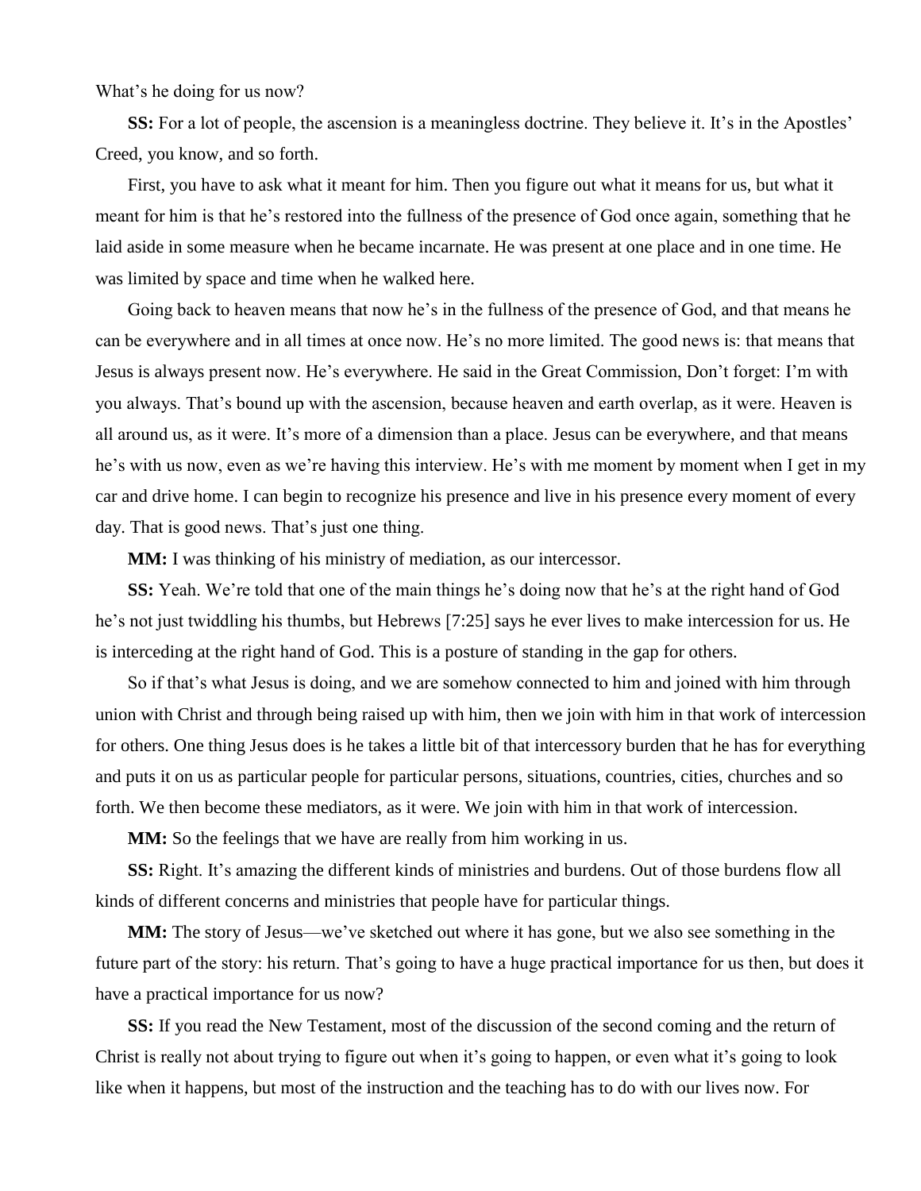What’s he doing for us now?

**SS:** For a lot of people, the ascension is a meaningless doctrine. They believe it. It’s in the Apostles’ Creed, you know, and so forth.

First, you have to ask what it meant for him. Then you figure out what it means for us, but what it meant for him is that he’s restored into the fullness of the presence of God once again, something that he laid aside in some measure when he became incarnate. He was present at one place and in one time. He was limited by space and time when he walked here.

Going back to heaven means that now he’s in the fullness of the presence of God, and that means he can be everywhere and in all times at once now. He’s no more limited. The good news is: that means that Jesus is always present now. He’s everywhere. He said in the Great Commission, Don’t forget: I’m with you always. That’s bound up with the ascension, because heaven and earth overlap, as it were. Heaven is all around us, as it were. It’s more of a dimension than a place. Jesus can be everywhere, and that means he’s with us now, even as we’re having this interview. He’s with me moment by moment when I get in my car and drive home. I can begin to recognize his presence and live in his presence every moment of every day. That is good news. That’s just one thing.

**MM:** I was thinking of his ministry of mediation, as our intercessor.

**SS:** Yeah. We’re told that one of the main things he’s doing now that he’s at the right hand of God he’s not just twiddling his thumbs, but Hebrews [7:25] says he ever lives to make intercession for us. He is interceding at the right hand of God. This is a posture of standing in the gap for others.

So if that’s what Jesus is doing, and we are somehow connected to him and joined with him through union with Christ and through being raised up with him, then we join with him in that work of intercession for others. One thing Jesus does is he takes a little bit of that intercessory burden that he has for everything and puts it on us as particular people for particular persons, situations, countries, cities, churches and so forth. We then become these mediators, as it were. We join with him in that work of intercession.

**MM:** So the feelings that we have are really from him working in us.

**SS:** Right. It’s amazing the different kinds of ministries and burdens. Out of those burdens flow all kinds of different concerns and ministries that people have for particular things.

**MM:** The story of Jesus—we’ve sketched out where it has gone, but we also see something in the future part of the story: his return. That’s going to have a huge practical importance for us then, but does it have a practical importance for us now?

**SS:** If you read the New Testament, most of the discussion of the second coming and the return of Christ is really not about trying to figure out when it’s going to happen, or even what it’s going to look like when it happens, but most of the instruction and the teaching has to do with our lives now. For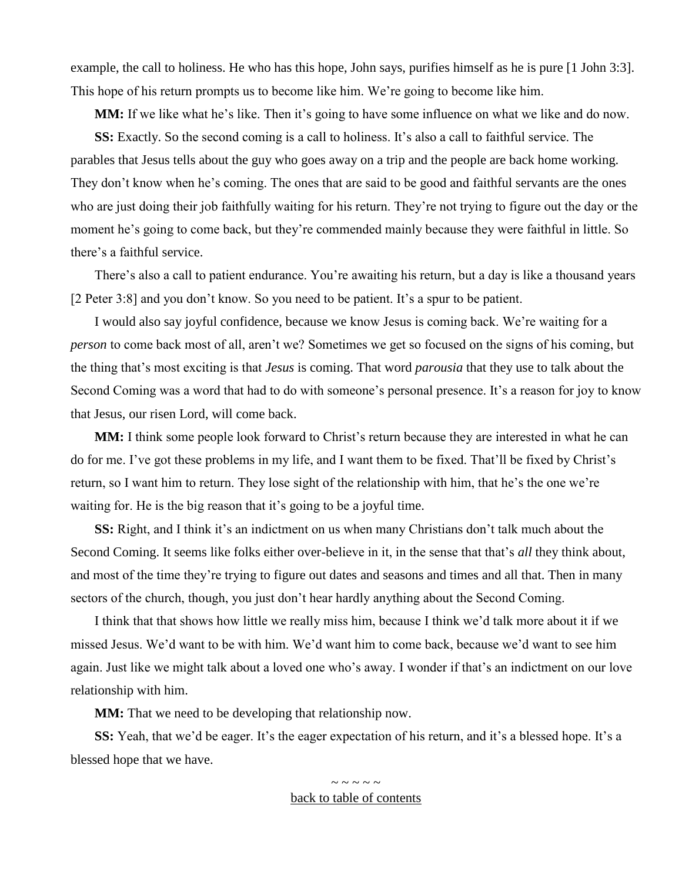example, the call to holiness. He who has this hope, John says, purifies himself as he is pure [1 John 3:3]. This hope of his return prompts us to become like him. We're going to become like him.

**MM:** If we like what he's like. Then it's going to have some influence on what we like and do now.

**SS:** Exactly. So the second coming is a call to holiness. It's also a call to faithful service. The parables that Jesus tells about the guy who goes away on a trip and the people are back home working. They don't know when he's coming. The ones that are said to be good and faithful servants are the ones who are just doing their job faithfully waiting for his return. They're not trying to figure out the day or the moment he's going to come back, but they're commended mainly because they were faithful in little. So there's a faithful service.

There's also a call to patient endurance. You're awaiting his return, but a day is like a thousand years [2 Peter 3:8] and you don't know. So you need to be patient. It's a spur to be patient.

I would also say joyful confidence, because we know Jesus is coming back. We're waiting for a *person* to come back most of all, aren't we? Sometimes we get so focused on the signs of his coming, but the thing that's most exciting is that *Jesus* is coming. That word *parousia* that they use to talk about the Second Coming was a word that had to do with someone's personal presence. It's a reason for joy to know that Jesus, our risen Lord, will come back.

**MM:** I think some people look forward to Christ's return because they are interested in what he can do for me. I've got these problems in my life, and I want them to be fixed. That'll be fixed by Christ's return, so I want him to return. They lose sight of the relationship with him, that he's the one we're waiting for. He is the big reason that it's going to be a joyful time.

**SS:** Right, and I think it's an indictment on us when many Christians don't talk much about the Second Coming. It seems like folks either over-believe in it, in the sense that that's *all* they think about, and most of the time they're trying to figure out dates and seasons and times and all that. Then in many sectors of the church, though, you just don't hear hardly anything about the Second Coming.

I think that that shows how little we really miss him, because I think we'd talk more about it if we missed Jesus. We'd want to be with him. We'd want him to come back, because we'd want to see him again. Just like we might talk about a loved one who's away. I wonder if that's an indictment on our love relationship with him.

**MM:** That we need to be developing that relationship now.

**SS:** Yeah, that we'd be eager. It's the eager expectation of his return, and it's a blessed hope. It's a blessed hope that we have.

~ ~ ~ ~ ~

back to table of contents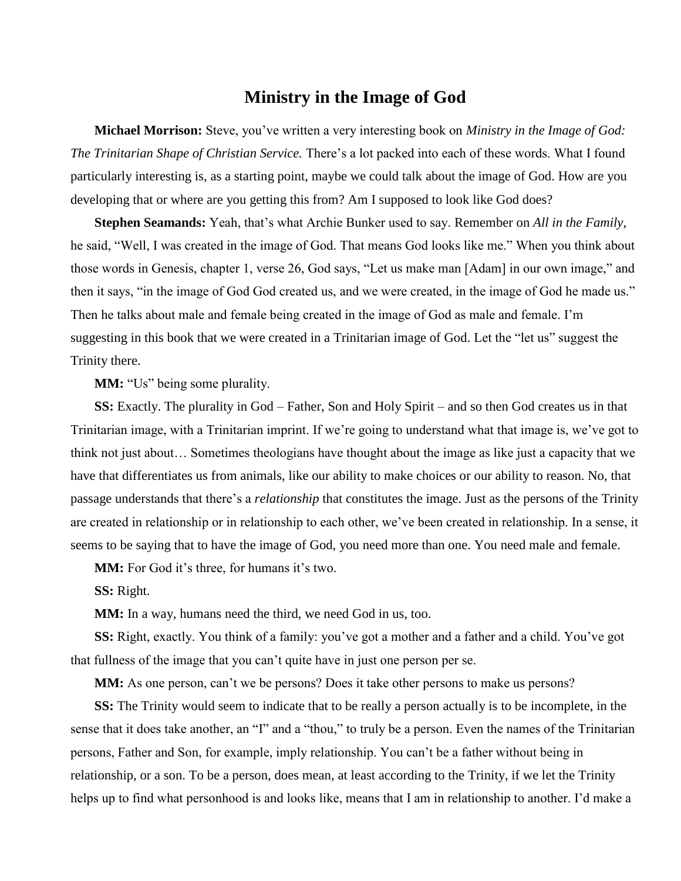# Ministry in the Image of God

**Michael Morrison:** Steve, you've written a very interesting book on *Ministry in the Image of God: The Trinitarian Shape of Christian Service.* There's a lot packed into each of these words. What I found particularly interesting is, as a starting point, maybe we could talk about the image of God. How are you developing that or where are you getting this from? Am I supposed to look like God does?

**Stephen Seamands:** Yeah, that's what Archie Bunker used to say. Remember on *All in the Family*, he said, "Well, I was created in the image of God. That means God looks like me." When you think about those words in Genesis, chapter 1, verse 26, God says, "Let us make man [Adam] in our own image," and then it says, "in the image of God God created us, and we were created, in the image of God he made us." Then he talks about male and female being created in the image of God as male and female. I'm suggesting in this book that we were created in a Trinitarian image of God. Let the "let us" suggest the Trinity there.

**MM:** "Us" being some plurality.

**SS:** Exactly. The plurality in God – Father, Son and Holy Spirit – and so then God creates us in that Trinitarian image, with a Trinitarian imprint. If we're going to understand what that image is, we've got to think not just about… Sometimes theologians have thought about the image as like just a capacity that we have that differentiates us from animals, like our ability to make choices or our ability to reason. No, that passage understands that there's a *relationship* that constitutes the image. Just as the persons of the Trinity are created in relationship or in relationship to each other, we've been created in relationship. In a sense, it seems to be saying that to have the image of God, you need more than one. You need male and female.

**MM:** For God it's three, for humans it's two.

**SS:** Right.

**MM:** In a way, humans need the third, we need God in us, too.

**SS:** Right, exactly. You think of a family: you've got a mother and a father and a child. You've got that fullness of the image that you can't quite have in just one person per se.

**MM:** As one person, can't we be persons? Does it take other persons to make us persons?

**SS:** The Trinity would seem to indicate that to be really a person actually is to be incomplete, in the sense that it does take another, an "I" and a "thou," to truly be a person. Even the names of the Trinitarian persons, Father and Son, for example, imply relationship. You can't be a father without being in relationship, or a son. To be a person, does mean, at least according to the Trinity, if we let the Trinity helps up to find what personhood is and looks like, means that I am in relationship to another. I'd make a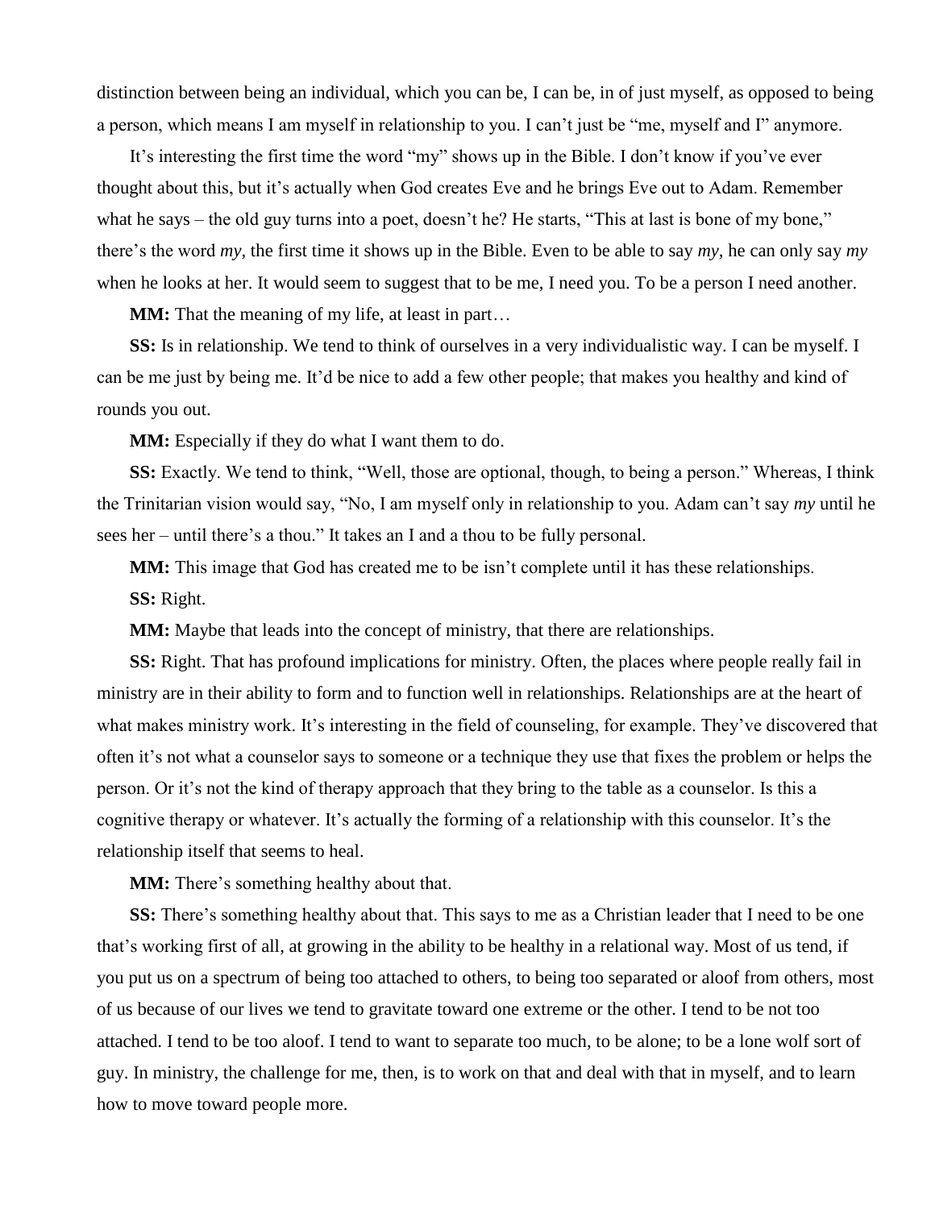distinction between being an individual, which you can be, I can be, in of just myself, as opposed to being a person, which means I am myself in relationship to you. I can't just be "me, myself and I" anymore.

It's interesting the first time the word "my" shows up in the Bible. I don't know if you've ever thought about this, but it's actually when God creates Eve and he brings Eve out to Adam. Remember what he says – the old guy turns into a poet, doesn't he? He starts, "This at last is bone of my bone," there's the word *my,* the first time it shows up in the Bible. Even to be able to say *my,* he can only say *my* when he looks at her. It would seem to suggest that to be me, I need you. To be a person I need another.

**MM:** That the meaning of my life, at least in part…

**SS:** Is in relationship. We tend to think of ourselves in a very individualistic way. I can be myself. I can be me just by being me. It'd be nice to add a few other people; that makes you healthy and kind of rounds you out.

**MM:** Especially if they do what I want them to do.

**SS:** Exactly. We tend to think, "Well, those are optional, though, to being a person." Whereas, I think the Trinitarian vision would say, "No, I am myself only in relationship to you. Adam can't say *my* until he sees her – until there's a thou." It takes an I and a thou to be fully personal.

**MM:** This image that God has created me to be isn't complete until it has these relationships.

**SS:** Right.

**MM:** Maybe that leads into the concept of ministry, that there are relationships.

**SS:** Right. That has profound implications for ministry. Often, the places where people really fail in ministry are in their ability to form and to function well in relationships. Relationships are at the heart of what makes ministry work. It's interesting in the field of counseling, for example. They've discovered that often it's not what a counselor says to someone or a technique they use that fixes the problem or helps the person. Or it's not the kind of therapy approach that they bring to the table as a counselor. Is this a cognitive therapy or whatever. It's actually the forming of a relationship with this counselor. It's the relationship itself that seems to heal.

**MM:** There's something healthy about that.

**SS:** There's something healthy about that. This says to me as a Christian leader that I need to be one that's working first of all, at growing in the ability to be healthy in a relational way. Most of us tend, if you put us on a spectrum of being too attached to others, to being too separated or aloof from others, most of us because of our lives we tend to gravitate toward one extreme or the other. I tend to be not too attached. I tend to be too aloof. I tend to want to separate too much, to be alone; to be a lone wolf sort of guy. In ministry, the challenge for me, then, is to work on that and deal with that in myself, and to learn how to move toward people more.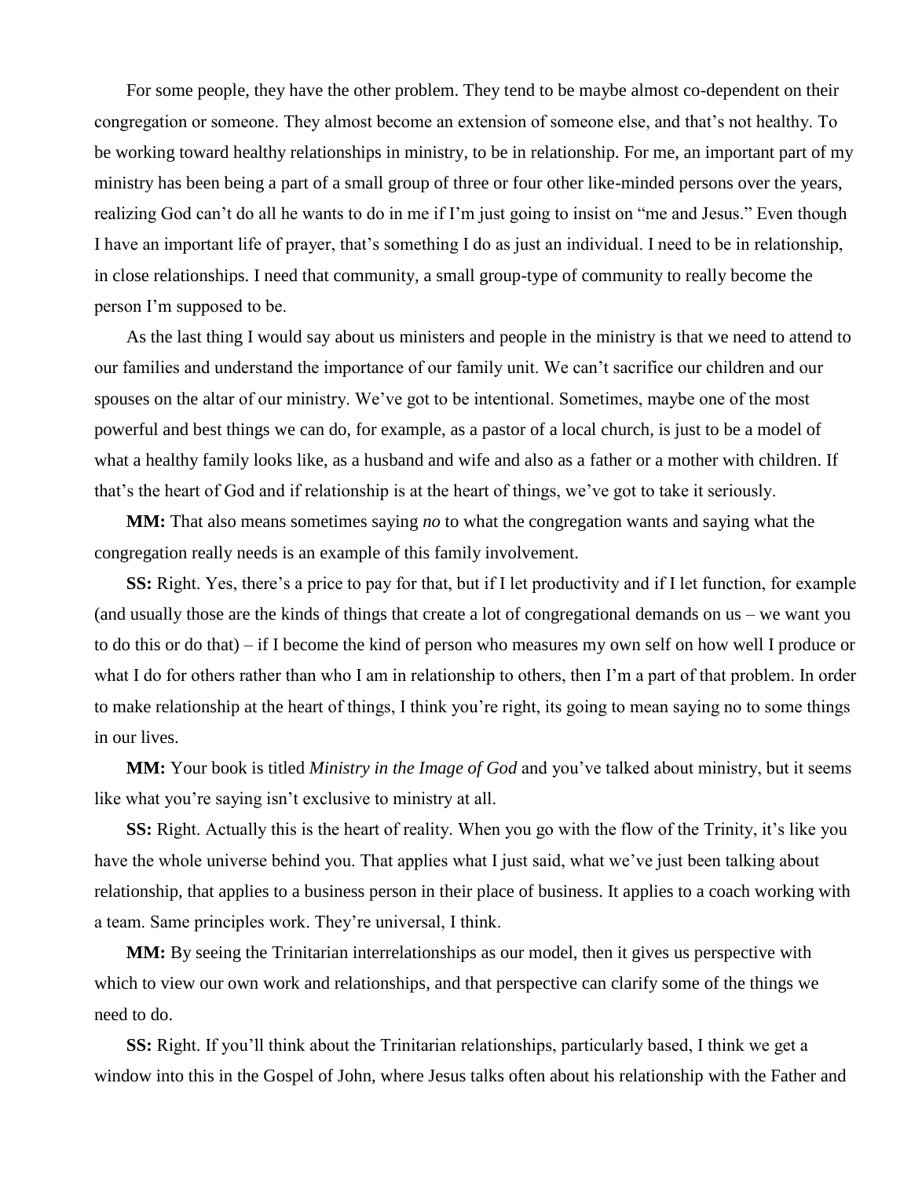For some people, they have the other problem. They tend to be maybe almost co-dependent on their congregation or someone. They almost become an extension of someone else, and that's not healthy. To be working toward healthy relationships in ministry, to be in relationship. For me, an important part of my ministry has been being a part of a small group of three or four other like-minded persons over the years, realizing God can't do all he wants to do in me if I'm just going to insist on "me and Jesus." Even though I have an important life of prayer, that's something I do as just an individual. I need to be in relationship, in close relationships. I need that community, a small group-type of community to really become the person I'm supposed to be.

As the last thing I would say about us ministers and people in the ministry is that we need to attend to our families and understand the importance of our family unit. We can't sacrifice our children and our spouses on the altar of our ministry. We've got to be intentional. Sometimes, maybe one of the most powerful and best things we can do, for example, as a pastor of a local church, is just to be a model of what a healthy family looks like, as a husband and wife and also as a father or a mother with children. If that's the heart of God and if relationship is at the heart of things, we've got to take it seriously.

**MM:** That also means sometimes saying *no* to what the congregation wants and saying what the congregation really needs is an example of this family involvement.

**SS:** Right. Yes, there's a price to pay for that, but if I let productivity and if I let function, for example (and usually those are the kinds of things that create a lot of congregational demands on us – we want you to do this or do that) – if I become the kind of person who measures my own self on how well I produce or what I do for others rather than who I am in relationship to others, then I'm a part of that problem. In order to make relationship at the heart of things, I think you're right, its going to mean saying no to some things in our lives.

**MM:** Your book is titled *Ministry in the Image of God* and you've talked about ministry, but it seems like what you're saying isn't exclusive to ministry at all.

**SS:** Right. Actually this is the heart of reality. When you go with the flow of the Trinity, it's like you have the whole universe behind you. That applies what I just said, what we've just been talking about relationship, that applies to a business person in their place of business. It applies to a coach working with a team. Same principles work. They're universal, I think.

**MM:** By seeing the Trinitarian interrelationships as our model, then it gives us perspective with which to view our own work and relationships, and that perspective can clarify some of the things we need to do.

**SS:** Right. If you'll think about the Trinitarian relationships, particularly based, I think we get a window into this in the Gospel of John, where Jesus talks often about his relationship with the Father and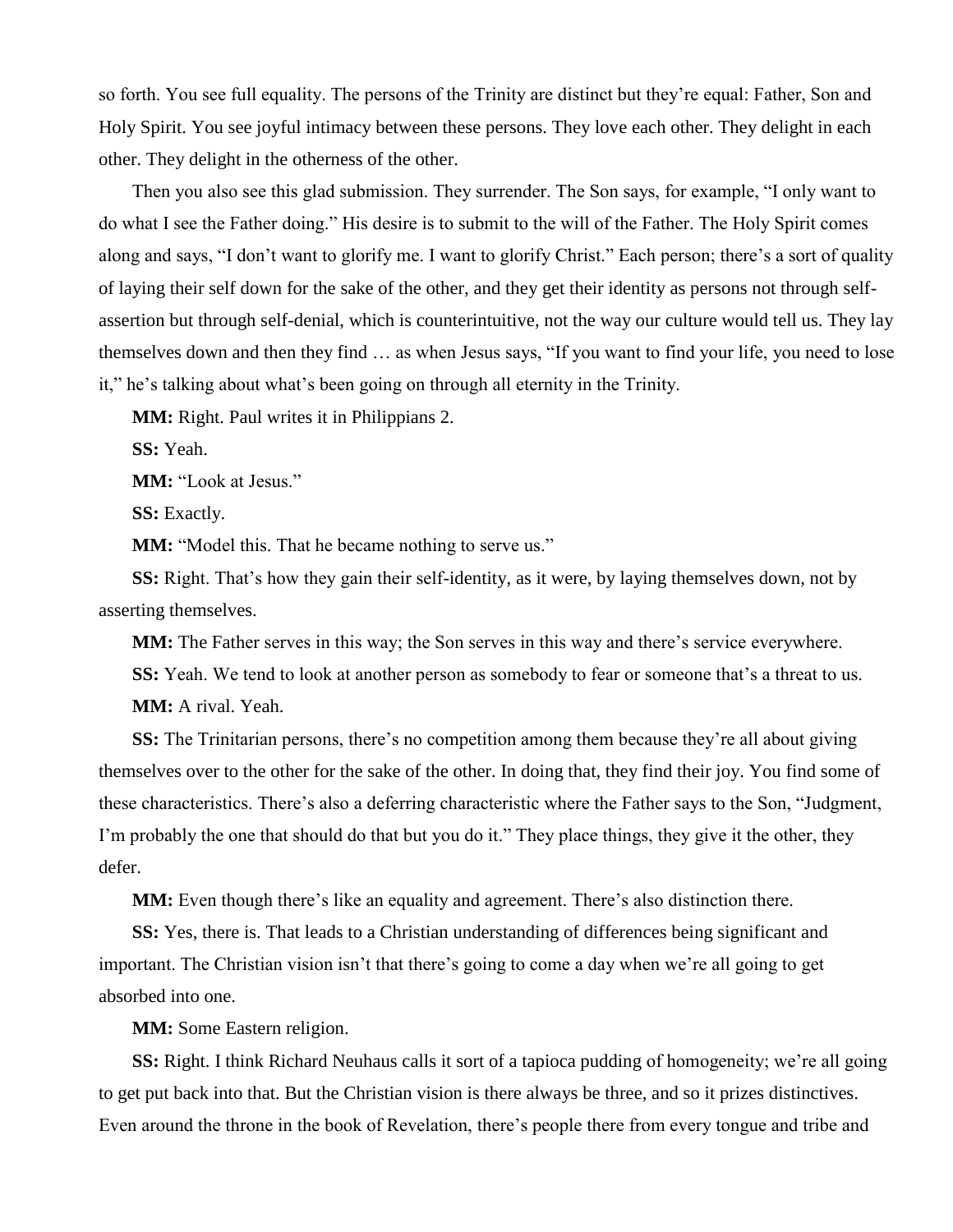so forth. You see full equality. The persons of the Trinity are distinct but they're equal: Father, Son and Holy Spirit. You see joyful intimacy between these persons. They love each other. They delight in each other. They delight in the otherness of the other.

Then you also see this glad submission. They surrender. The Son says, for example, "I only want to do what I see the Father doing." His desire is to submit to the will of the Father. The Holy Spirit comes along and says, "I don't want to glorify me. I want to glorify Christ." Each person; there's a sort of quality of laying their self down for the sake of the other, and they get their identity as persons not through self-assertion but through self-denial, which is counterintuitive, not the way our culture would tell us. They lay themselves down and then they find … as when Jesus says, "If you want to find your life, you need to lose it," he's talking about what's been going on through all eternity in the Trinity.

**MM:** Right. Paul writes it in Philippians 2.

**SS:** Yeah.

**MM:** "Look at Jesus."

**SS:** Exactly.

**MM:** "Model this. That he became nothing to serve us."

**SS:** Right. That's how they gain their self-identity, as it were, by laying themselves down, not by asserting themselves.

**MM:** The Father serves in this way; the Son serves in this way and there's service everywhere.

**SS:** Yeah. We tend to look at another person as somebody to fear or someone that's a threat to us.

**MM:** A rival. Yeah.

**SS:** The Trinitarian persons, there's no competition among them because they're all about giving themselves over to the other for the sake of the other. In doing that, they find their joy. You find some of these characteristics. There's also a deferring characteristic where the Father says to the Son, "Judgment, I'm probably the one that should do that but you do it." They place things, they give it the other, they defer.

**MM:** Even though there's like an equality and agreement. There's also distinction there.

**SS:** Yes, there is. That leads to a Christian understanding of differences being significant and important. The Christian vision isn't that there's going to come a day when we're all going to get absorbed into one.

**MM:** Some Eastern religion.

**SS:** Right. I think Richard Neuhaus calls it sort of a tapioca pudding of homogeneity; we're all going to get put back into that. But the Christian vision is there always be three, and so it prizes distinctives. Even around the throne in the book of Revelation, there's people there from every tongue and tribe and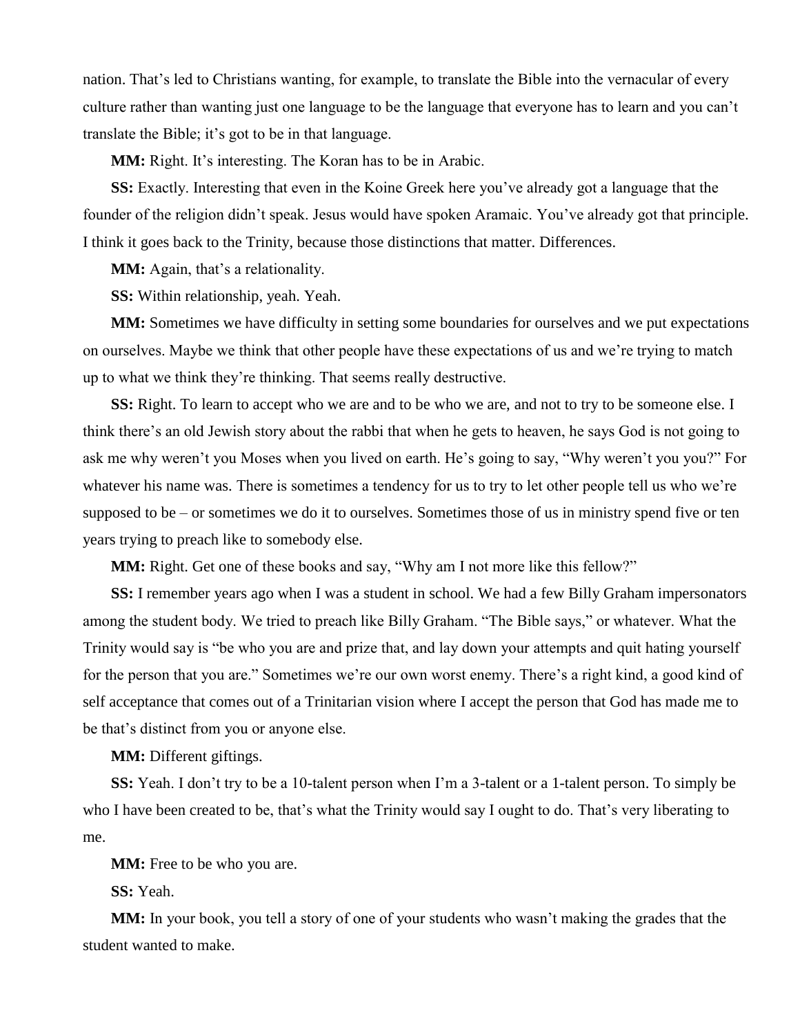nation. That's led to Christians wanting, for example, to translate the Bible into the vernacular of every culture rather than wanting just one language to be the language that everyone has to learn and you can't translate the Bible; it's got to be in that language.

**MM:** Right. It's interesting. The Koran has to be in Arabic.

**SS:** Exactly. Interesting that even in the Koine Greek here you've already got a language that the founder of the religion didn't speak. Jesus would have spoken Aramaic. You've already got that principle. I think it goes back to the Trinity, because those distinctions that matter. Differences.

**MM:** Again, that's a relationality.

**SS:** Within relationship, yeah. Yeah.

**MM:** Sometimes we have difficulty in setting some boundaries for ourselves and we put expectations on ourselves. Maybe we think that other people have these expectations of us and we're trying to match up to what we think they're thinking. That seems really destructive.

**SS:** Right. To learn to accept who we are and to be who we are, and not to try to be someone else. I think there's an old Jewish story about the rabbi that when he gets to heaven, he says God is not going to ask me why weren't you Moses when you lived on earth. He's going to say, "Why weren't you you?" For whatever his name was. There is sometimes a tendency for us to try to let other people tell us who we're supposed to be – or sometimes we do it to ourselves. Sometimes those of us in ministry spend five or ten years trying to preach like to somebody else.

**MM:** Right. Get one of these books and say, "Why am I not more like this fellow?"

**SS:** I remember years ago when I was a student in school. We had a few Billy Graham impersonators among the student body. We tried to preach like Billy Graham. "The Bible says," or whatever. What the Trinity would say is "be who you are and prize that, and lay down your attempts and quit hating yourself for the person that you are." Sometimes we're our own worst enemy. There's a right kind, a good kind of self acceptance that comes out of a Trinitarian vision where I accept the person that God has made me to be that's distinct from you or anyone else.

**MM:** Different giftings.

**SS:** Yeah. I don't try to be a 10-talent person when I'm a 3-talent or a 1-talent person. To simply be who I have been created to be, that's what the Trinity would say I ought to do. That's very liberating to me.

**MM:** Free to be who you are.

**SS:** Yeah.

**MM:** In your book, you tell a story of one of your students who wasn't making the grades that the student wanted to make.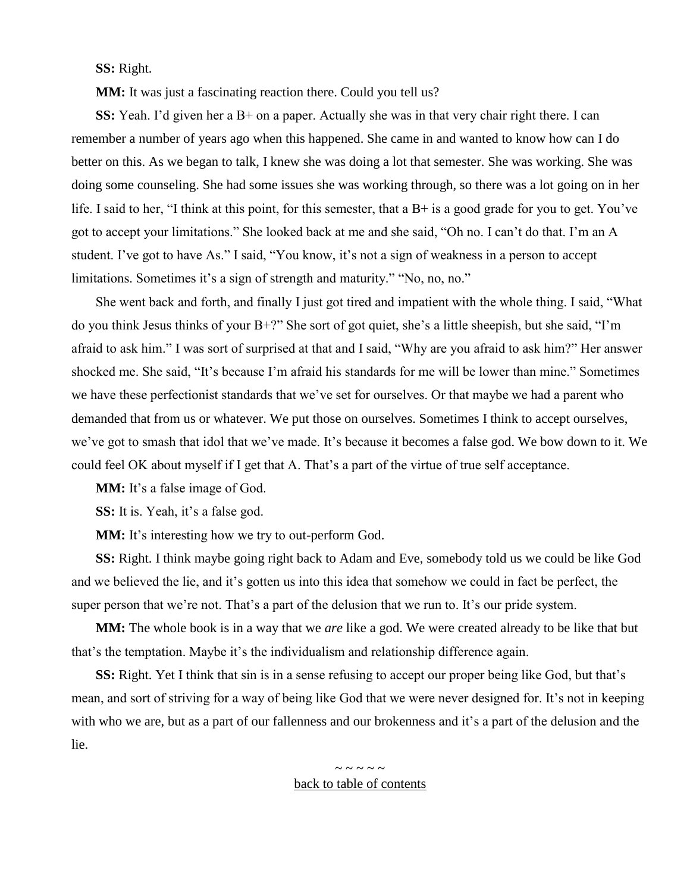**SS:** Right.

**MM:** It was just a fascinating reaction there. Could you tell us?

**SS:** Yeah. I'd given her a B+ on a paper. Actually she was in that very chair right there. I can remember a number of years ago when this happened. She came in and wanted to know how can I do better on this. As we began to talk, I knew she was doing a lot that semester. She was working. She was doing some counseling. She had some issues she was working through, so there was a lot going on in her life. I said to her, "I think at this point, for this semester, that a B+ is a good grade for you to get. You've got to accept your limitations." She looked back at me and she said, "Oh no. I can't do that. I'm an A student. I've got to have As." I said, "You know, it's not a sign of weakness in a person to accept limitations. Sometimes it's a sign of strength and maturity." "No, no, no."

She went back and forth, and finally I just got tired and impatient with the whole thing. I said, "What do you think Jesus thinks of your B+?" She sort of got quiet, she's a little sheepish, but she said, "I'm afraid to ask him." I was sort of surprised at that and I said, "Why are you afraid to ask him?" Her answer shocked me. She said, "It's because I'm afraid his standards for me will be lower than mine." Sometimes we have these perfectionist standards that we've set for ourselves. Or that maybe we had a parent who demanded that from us or whatever. We put those on ourselves. Sometimes I think to accept ourselves, we've got to smash that idol that we've made. It's because it becomes a false god. We bow down to it. We could feel OK about myself if I get that A. That's a part of the virtue of true self acceptance.

**MM:** It's a false image of God.

**SS:** It is. Yeah, it's a false god.

**MM:** It's interesting how we try to out-perform God.

**SS:** Right. I think maybe going right back to Adam and Eve, somebody told us we could be like God and we believed the lie, and it's gotten us into this idea that somehow we could in fact be perfect, the super person that we're not. That's a part of the delusion that we run to. It's our pride system.

**MM:** The whole book is in a way that we *are* like a god. We were created already to be like that but that's the temptation. Maybe it's the individualism and relationship difference again.

**SS:** Right. Yet I think that sin is in a sense refusing to accept our proper being like God, but that's mean, and sort of striving for a way of being like God that we were never designed for. It's not in keeping with who we are, but as a part of our fallenness and our brokenness and it's a part of the delusion and the lie.

~ ~ ~ ~ ~

back to table of contents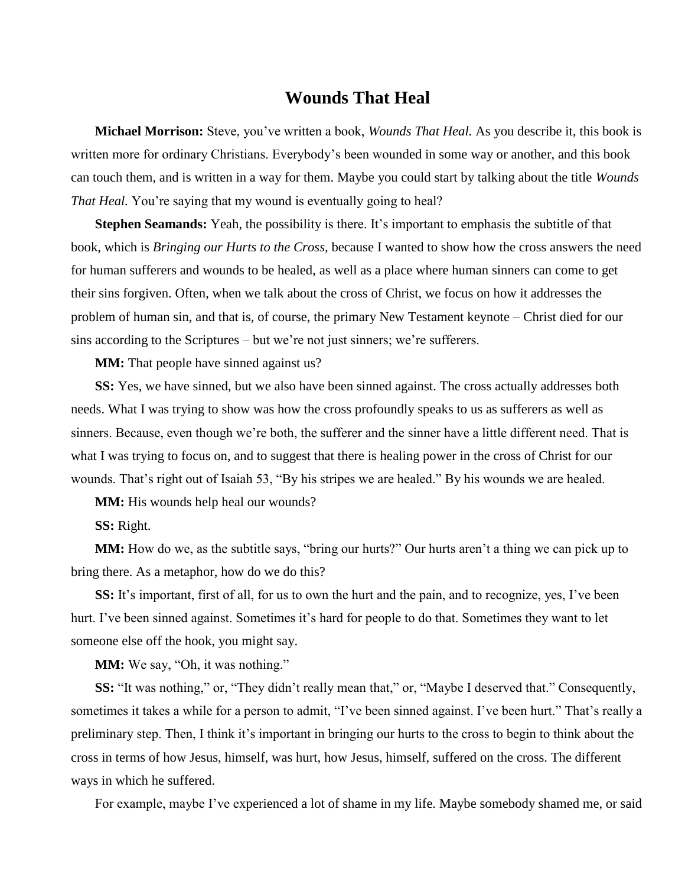## Wounds That Heal

**Michael Morrison:** Steve, you've written a book, *Wounds That Heal.* As you describe it, this book is written more for ordinary Christians. Everybody's been wounded in some way or another, and this book can touch them, and is written in a way for them. Maybe you could start by talking about the title *Wounds That Heal.* You're saying that my wound is eventually going to heal?

**Stephen Seamands:** Yeah, the possibility is there. It's important to emphasis the subtitle of that book, which is *Bringing our Hurts to the Cross,* because I wanted to show how the cross answers the need for human sufferers and wounds to be healed, as well as a place where human sinners can come to get their sins forgiven. Often, when we talk about the cross of Christ, we focus on how it addresses the problem of human sin, and that is, of course, the primary New Testament keynote – Christ died for our sins according to the Scriptures – but we're not just sinners; we're sufferers.

**MM:** That people have sinned against us?

**SS:** Yes, we have sinned, but we also have been sinned against. The cross actually addresses both needs. What I was trying to show was how the cross profoundly speaks to us as sufferers as well as sinners. Because, even though we're both, the sufferer and the sinner have a little different need. That is what I was trying to focus on, and to suggest that there is healing power in the cross of Christ for our wounds. That's right out of Isaiah 53, "By his stripes we are healed." By his wounds we are healed.

**MM:** His wounds help heal our wounds?

**SS:** Right.

**MM:** How do we, as the subtitle says, "bring our hurts?" Our hurts aren't a thing we can pick up to bring there. As a metaphor, how do we do this?

**SS:** It's important, first of all, for us to own the hurt and the pain, and to recognize, yes, I've been hurt. I've been sinned against. Sometimes it's hard for people to do that. Sometimes they want to let someone else off the hook, you might say.

**MM:** We say, "Oh, it was nothing."

**SS:** "It was nothing," or, "They didn't really mean that," or, "Maybe I deserved that." Consequently, sometimes it takes a while for a person to admit, "I've been sinned against. I've been hurt." That's really a preliminary step. Then, I think it's important in bringing our hurts to the cross to begin to think about the cross in terms of how Jesus, himself, was hurt, how Jesus, himself, suffered on the cross. The different ways in which he suffered.

For example, maybe I've experienced a lot of shame in my life. Maybe somebody shamed me, or said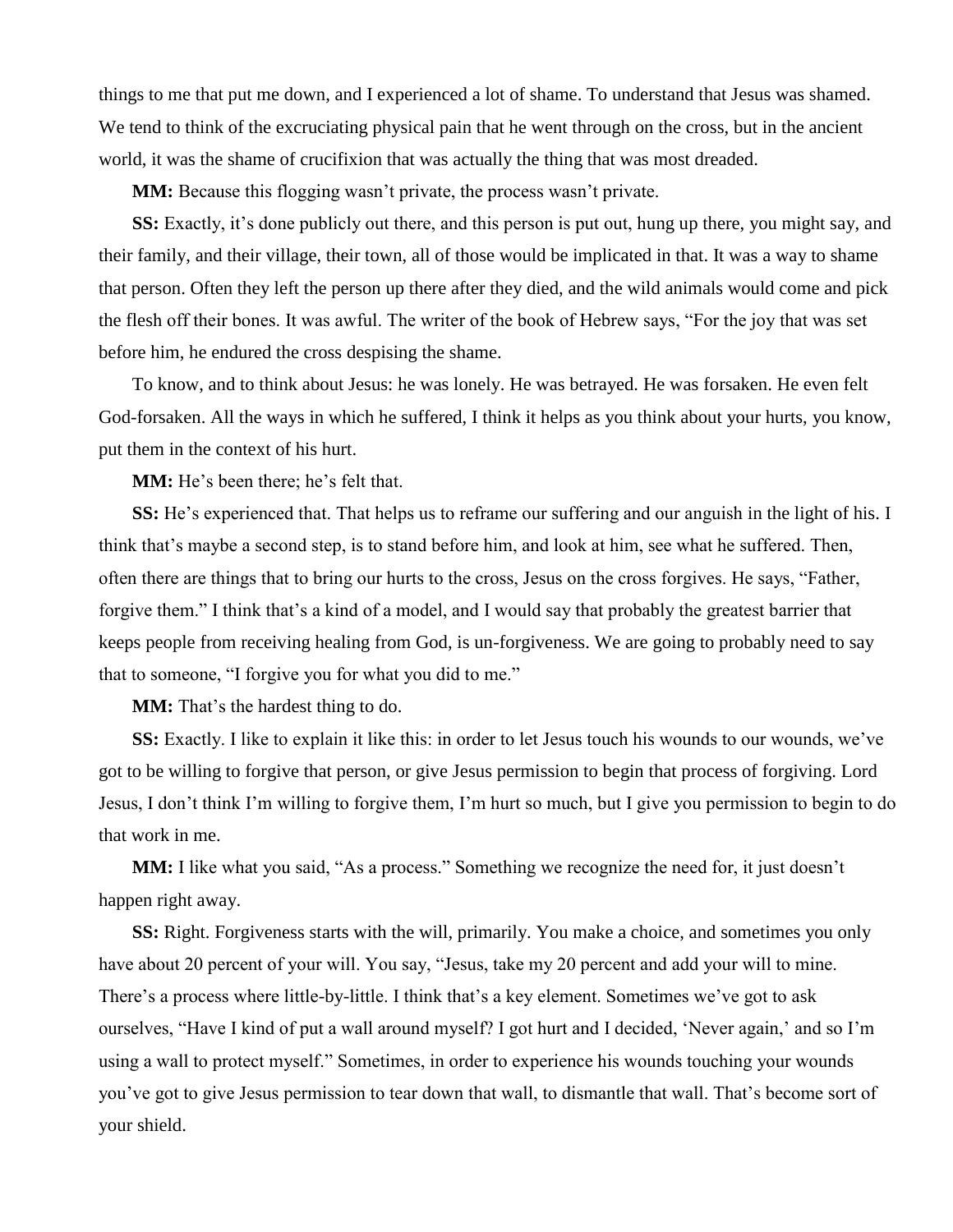things to me that put me down, and I experienced a lot of shame. To understand that Jesus was shamed. We tend to think of the excruciating physical pain that he went through on the cross, but in the ancient world, it was the shame of crucifixion that was actually the thing that was most dreaded.

**MM:** Because this flogging wasn't private, the process wasn't private.

**SS:** Exactly, it's done publicly out there, and this person is put out, hung up there, you might say, and their family, and their village, their town, all of those would be implicated in that. It was a way to shame that person. Often they left the person up there after they died, and the wild animals would come and pick the flesh off their bones. It was awful. The writer of the book of Hebrew says, "For the joy that was set before him, he endured the cross despising the shame.

To know, and to think about Jesus: he was lonely. He was betrayed. He was forsaken. He even felt God-forsaken. All the ways in which he suffered, I think it helps as you think about your hurts, you know, put them in the context of his hurt.

**MM:** He's been there; he's felt that.

**SS:** He's experienced that. That helps us to reframe our suffering and our anguish in the light of his. I think that's maybe a second step, is to stand before him, and look at him, see what he suffered. Then, often there are things that to bring our hurts to the cross, Jesus on the cross forgives. He says, "Father, forgive them." I think that's a kind of a model, and I would say that probably the greatest barrier that keeps people from receiving healing from God, is un-forgiveness. We are going to probably need to say that to someone, "I forgive you for what you did to me."

**MM:** That's the hardest thing to do.

**SS:** Exactly. I like to explain it like this: in order to let Jesus touch his wounds to our wounds, we've got to be willing to forgive that person, or give Jesus permission to begin that process of forgiving. Lord Jesus, I don't think I'm willing to forgive them, I'm hurt so much, but I give you permission to begin to do that work in me.

**MM:** I like what you said, "As a process." Something we recognize the need for, it just doesn't happen right away.

**SS:** Right. Forgiveness starts with the will, primarily. You make a choice, and sometimes you only have about 20 percent of your will. You say, "Jesus, take my 20 percent and add your will to mine. There's a process where little-by-little. I think that's a key element. Sometimes we've got to ask ourselves, "Have I kind of put a wall around myself? I got hurt and I decided, 'Never again,' and so I'm using a wall to protect myself." Sometimes, in order to experience his wounds touching your wounds you've got to give Jesus permission to tear down that wall, to dismantle that wall. That's become sort of your shield.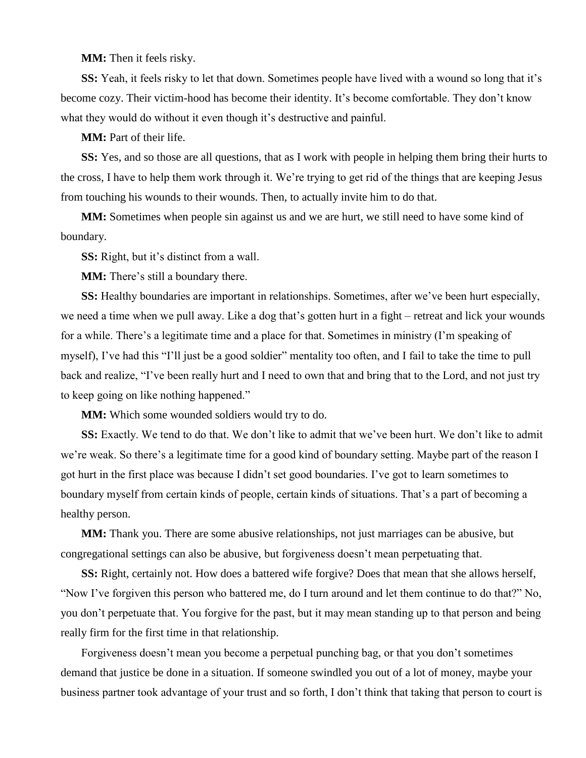**MM:** Then it feels risky.

**SS:** Yeah, it feels risky to let that down. Sometimes people have lived with a wound so long that it's become cozy. Their victim-hood has become their identity. It's become comfortable. They don't know what they would do without it even though it's destructive and painful.

**MM:** Part of their life.

**SS:** Yes, and so those are all questions, that as I work with people in helping them bring their hurts to the cross, I have to help them work through it. We're trying to get rid of the things that are keeping Jesus from touching his wounds to their wounds. Then, to actually invite him to do that.

**MM:** Sometimes when people sin against us and we are hurt, we still need to have some kind of boundary.

**SS:** Right, but it's distinct from a wall.

**MM:** There's still a boundary there.

**SS:** Healthy boundaries are important in relationships. Sometimes, after we've been hurt especially, we need a time when we pull away. Like a dog that's gotten hurt in a fight – retreat and lick your wounds for a while. There's a legitimate time and a place for that. Sometimes in ministry (I'm speaking of myself), I've had this "I'll just be a good soldier" mentality too often, and I fail to take the time to pull back and realize, "I've been really hurt and I need to own that and bring that to the Lord, and not just try to keep going on like nothing happened."

**MM:** Which some wounded soldiers would try to do.

**SS:** Exactly. We tend to do that. We don't like to admit that we've been hurt. We don't like to admit we're weak. So there's a legitimate time for a good kind of boundary setting. Maybe part of the reason I got hurt in the first place was because I didn't set good boundaries. I've got to learn sometimes to boundary myself from certain kinds of people, certain kinds of situations. That's a part of becoming a healthy person.

**MM:** Thank you. There are some abusive relationships, not just marriages can be abusive, but congregational settings can also be abusive, but forgiveness doesn't mean perpetuating that.

**SS:** Right, certainly not. How does a battered wife forgive? Does that mean that she allows herself, "Now I've forgiven this person who battered me, do I turn around and let them continue to do that?" No, you don't perpetuate that. You forgive for the past, but it may mean standing up to that person and being really firm for the first time in that relationship.

Forgiveness doesn't mean you become a perpetual punching bag, or that you don't sometimes demand that justice be done in a situation. If someone swindled you out of a lot of money, maybe your business partner took advantage of your trust and so forth, I don't think that taking that person to court is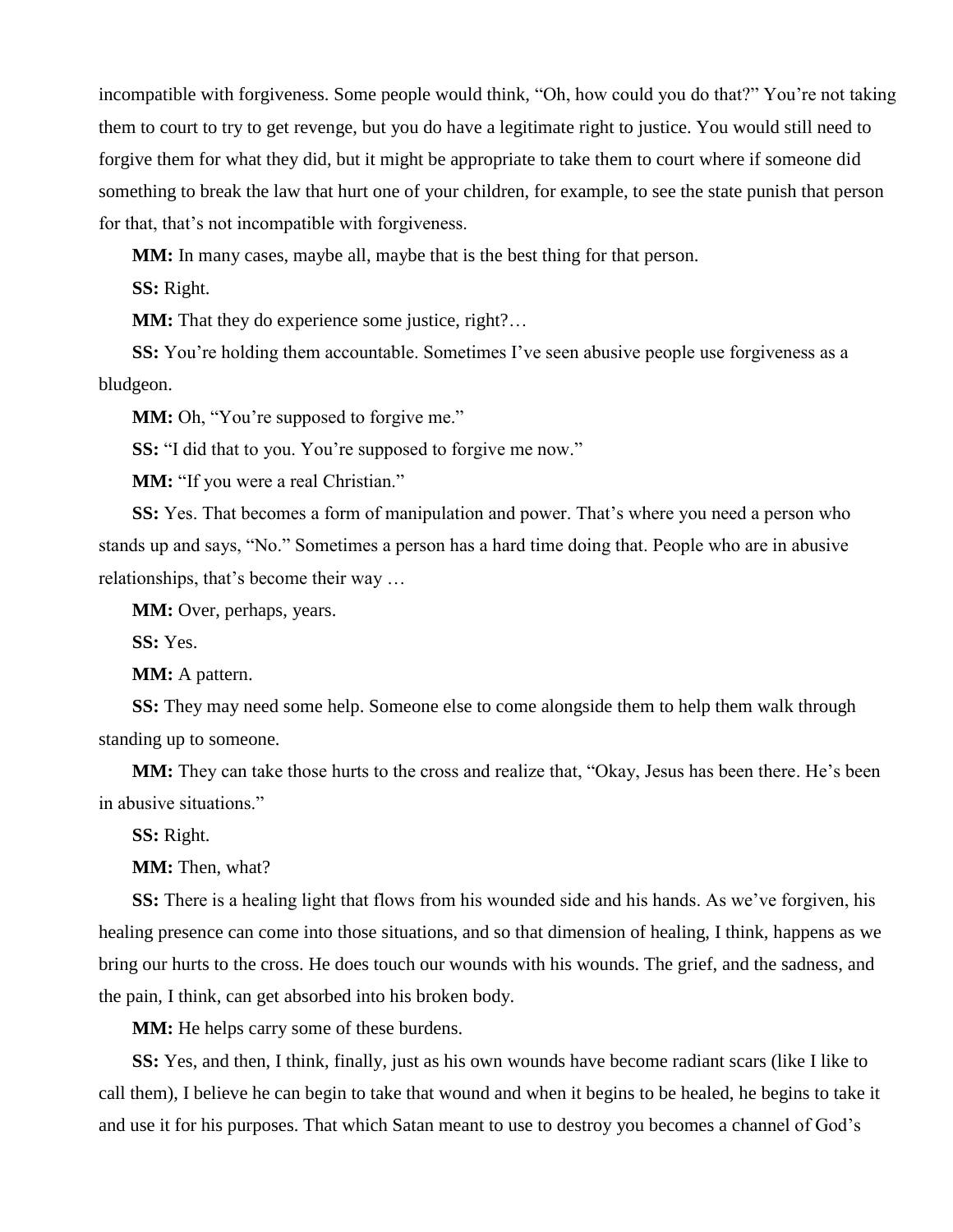incompatible with forgiveness. Some people would think, "Oh, how could you do that?" You're not taking them to court to try to get revenge, but you do have a legitimate right to justice. You would still need to forgive them for what they did, but it might be appropriate to take them to court where if someone did something to break the law that hurt one of your children, for example, to see the state punish that person for that, that's not incompatible with forgiveness.

**MM:** In many cases, maybe all, maybe that is the best thing for that person.

**SS:** Right.

**MM:** That they do experience some justice, right?…

**SS:** You're holding them accountable. Sometimes I've seen abusive people use forgiveness as a bludgeon.

**MM:** Oh, "You're supposed to forgive me."

**SS:** "I did that to you. You're supposed to forgive me now."

**MM:** "If you were a real Christian."

**SS:** Yes. That becomes a form of manipulation and power. That's where you need a person who stands up and says, "No." Sometimes a person has a hard time doing that. People who are in abusive relationships, that's become their way …

**MM:** Over, perhaps, years.

**SS:** Yes.

**MM:** A pattern.

**SS:** They may need some help. Someone else to come alongside them to help them walk through standing up to someone.

**MM:** They can take those hurts to the cross and realize that, "Okay, Jesus has been there. He's been in abusive situations."

**SS:** Right.

**MM:** Then, what?

**SS:** There is a healing light that flows from his wounded side and his hands. As we've forgiven, his healing presence can come into those situations, and so that dimension of healing, I think, happens as we bring our hurts to the cross. He does touch our wounds with his wounds. The grief, and the sadness, and the pain, I think, can get absorbed into his broken body.

**MM:** He helps carry some of these burdens.

**SS:** Yes, and then, I think, finally, just as his own wounds have become radiant scars (like I like to call them), I believe he can begin to take that wound and when it begins to be healed, he begins to take it and use it for his purposes. That which Satan meant to use to destroy you becomes a channel of God's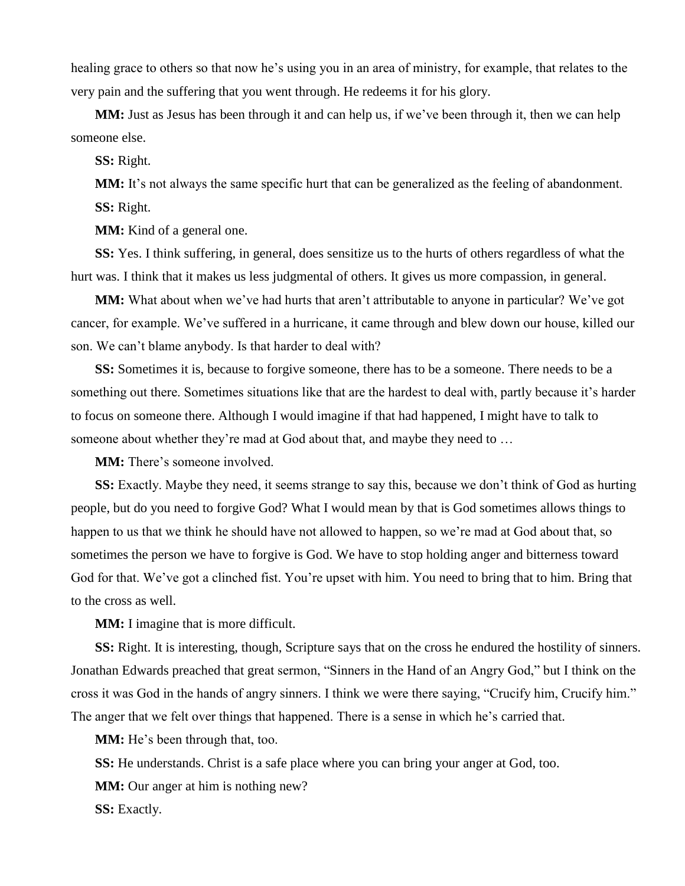healing grace to others so that now he's using you in an area of ministry, for example, that relates to the very pain and the suffering that you went through. He redeems it for his glory.

**MM:** Just as Jesus has been through it and can help us, if we've been through it, then we can help someone else.

**SS:** Right.

**MM:** It's not always the same specific hurt that can be generalized as the feeling of abandonment.

**SS:** Right.

**MM:** Kind of a general one.

**SS:** Yes. I think suffering, in general, does sensitize us to the hurts of others regardless of what the hurt was. I think that it makes us less judgmental of others. It gives us more compassion, in general.

**MM:** What about when we've had hurts that aren't attributable to anyone in particular? We've got cancer, for example. We've suffered in a hurricane, it came through and blew down our house, killed our son. We can't blame anybody. Is that harder to deal with?

**SS:** Sometimes it is, because to forgive someone, there has to be a someone. There needs to be a something out there. Sometimes situations like that are the hardest to deal with, partly because it's harder to focus on someone there. Although I would imagine if that had happened, I might have to talk to someone about whether they're mad at God about that, and maybe they need to …

**MM:** There's someone involved.

**SS:** Exactly. Maybe they need, it seems strange to say this, because we don't think of God as hurting people, but do you need to forgive God? What I would mean by that is God sometimes allows things to happen to us that we think he should have not allowed to happen, so we're mad at God about that, so sometimes the person we have to forgive is God. We have to stop holding anger and bitterness toward God for that. We've got a clinched fist. You're upset with him. You need to bring that to him. Bring that to the cross as well.

**MM:** I imagine that is more difficult.

**SS:** Right. It is interesting, though, Scripture says that on the cross he endured the hostility of sinners. Jonathan Edwards preached that great sermon, "Sinners in the Hand of an Angry God," but I think on the cross it was God in the hands of angry sinners. I think we were there saying, "Crucify him, Crucify him." The anger that we felt over things that happened. There is a sense in which he's carried that.

**MM:** He's been through that, too.

**SS:** He understands. Christ is a safe place where you can bring your anger at God, too.

**MM:** Our anger at him is nothing new?

**SS:** Exactly.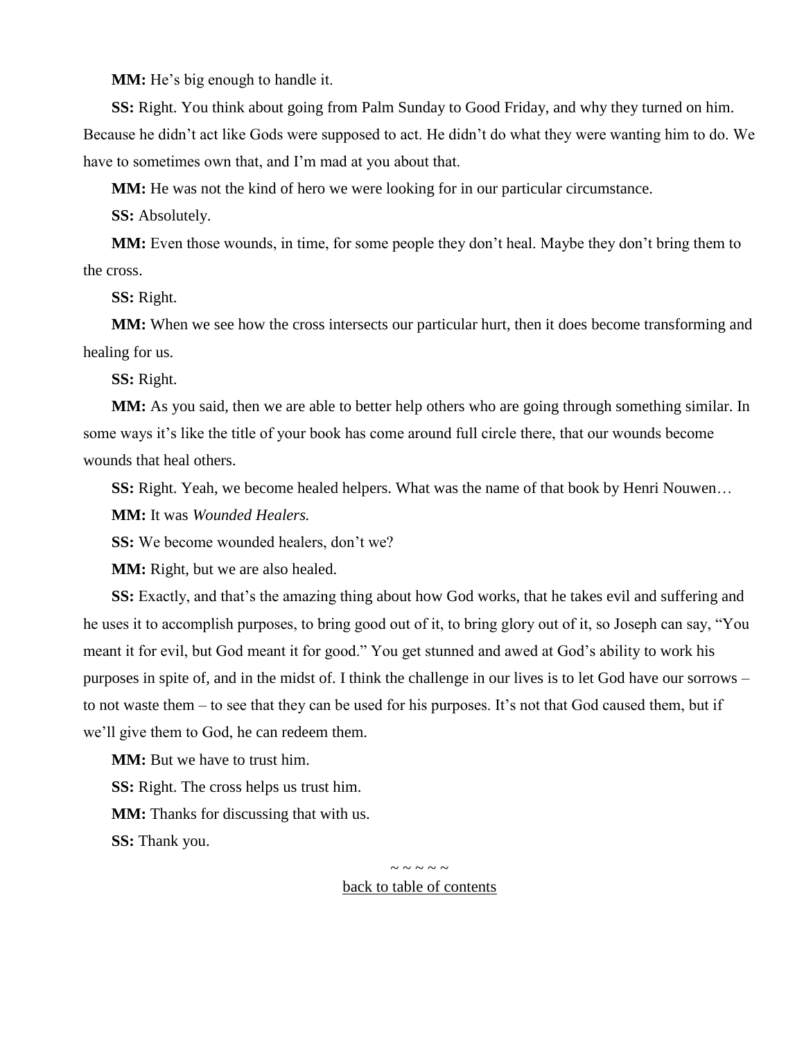**MM:** He's big enough to handle it.

**SS:** Right. You think about going from Palm Sunday to Good Friday, and why they turned on him. Because he didn't act like Gods were supposed to act. He didn't do what they were wanting him to do. We have to sometimes own that, and I'm mad at you about that.

**MM:** He was not the kind of hero we were looking for in our particular circumstance.

**SS:** Absolutely.

**MM:** Even those wounds, in time, for some people they don't heal. Maybe they don't bring them to the cross.

**SS:** Right.

**MM:** When we see how the cross intersects our particular hurt, then it does become transforming and healing for us.

**SS:** Right.

**MM:** As you said, then we are able to better help others who are going through something similar. In some ways it's like the title of your book has come around full circle there, that our wounds become wounds that heal others.

**SS:** Right. Yeah, we become healed helpers. What was the name of that book by Henri Nouwen…

**MM:** It was *Wounded Healers.*

**SS:** We become wounded healers, don't we?

**MM:** Right, but we are also healed.

**SS:** Exactly, and that's the amazing thing about how God works, that he takes evil and suffering and he uses it to accomplish purposes, to bring good out of it, to bring glory out of it, so Joseph can say, "You meant it for evil, but God meant it for good." You get stunned and awed at God's ability to work his purposes in spite of, and in the midst of. I think the challenge in our lives is to let God have our sorrows – to not waste them – to see that they can be used for his purposes. It's not that God caused them, but if we'll give them to God, he can redeem them.

**MM:** But we have to trust him.

**SS:** Right. The cross helps us trust him.

**MM:** Thanks for discussing that with us.

**SS:** Thank you.

~ ~ ~ ~ ~

back to table of contents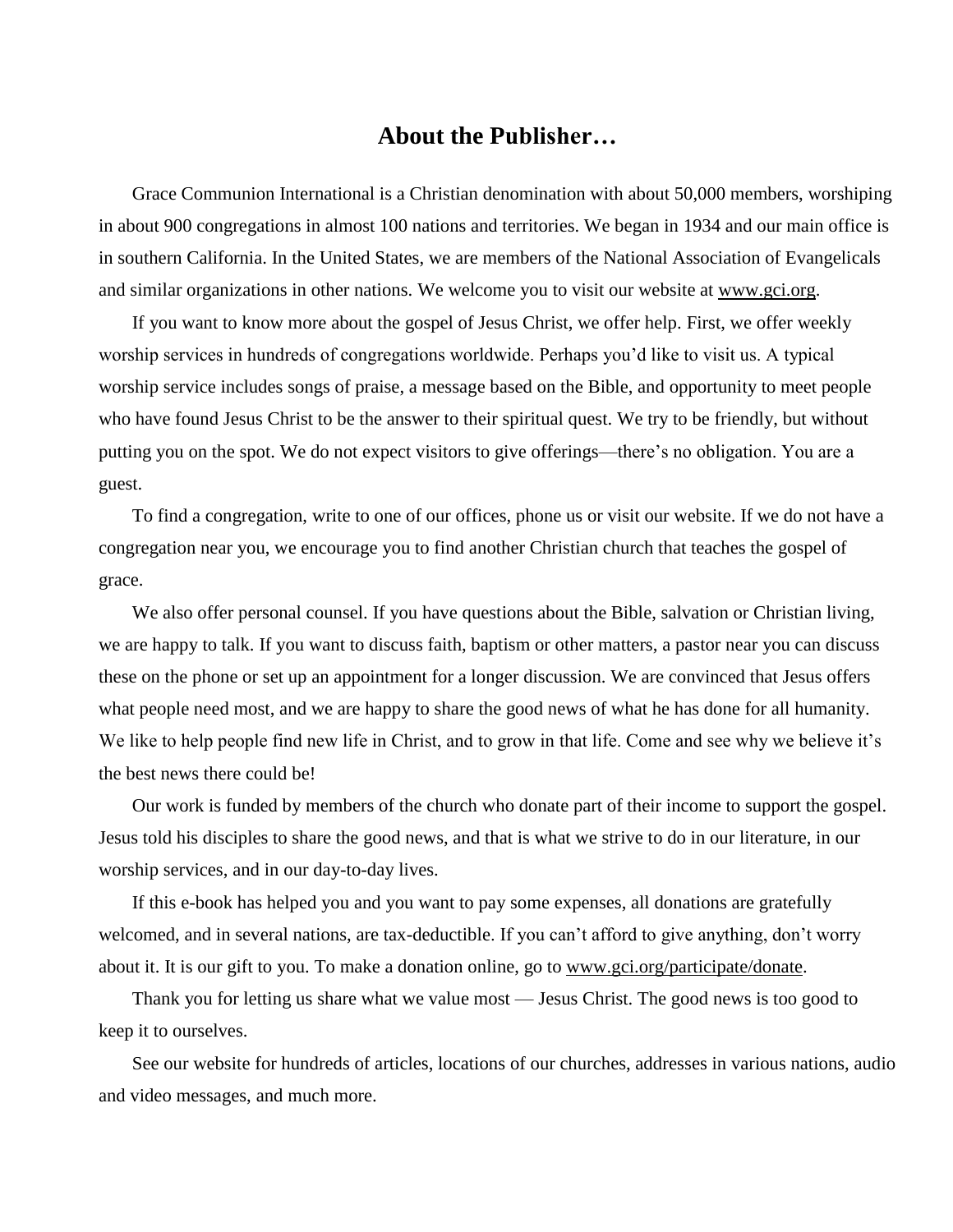## About the Publisher…

Grace Communion International is a Christian denomination with about 50,000 members, worshiping in about 900 congregations in almost 100 nations and territories. We began in 1934 and our main office is in southern California. In the United States, we are members of the National Association of Evangelicals and similar organizations in other nations. We welcome you to visit our website at www.gci.org.

If you want to know more about the gospel of Jesus Christ, we offer help. First, we offer weekly worship services in hundreds of congregations worldwide. Perhaps you'd like to visit us. A typical worship service includes songs of praise, a message based on the Bible, and opportunity to meet people who have found Jesus Christ to be the answer to their spiritual quest. We try to be friendly, but without putting you on the spot. We do not expect visitors to give offerings—there's no obligation. You are a guest.

To find a congregation, write to one of our offices, phone us or visit our website. If we do not have a congregation near you, we encourage you to find another Christian church that teaches the gospel of grace.

We also offer personal counsel. If you have questions about the Bible, salvation or Christian living, we are happy to talk. If you want to discuss faith, baptism or other matters, a pastor near you can discuss these on the phone or set up an appointment for a longer discussion. We are convinced that Jesus offers what people need most, and we are happy to share the good news of what he has done for all humanity. We like to help people find new life in Christ, and to grow in that life. Come and see why we believe it's the best news there could be!

Our work is funded by members of the church who donate part of their income to support the gospel. Jesus told his disciples to share the good news, and that is what we strive to do in our literature, in our worship services, and in our day-to-day lives.

If this e-book has helped you and you want to pay some expenses, all donations are gratefully welcomed, and in several nations, are tax-deductible. If you can't afford to give anything, don't worry about it. It is our gift to you. To make a donation online, go to www.gci.org/participate/donate.

Thank you for letting us share what we value most — Jesus Christ. The good news is too good to keep it to ourselves.

See our website for hundreds of articles, locations of our churches, addresses in various nations, audio and video messages, and much more.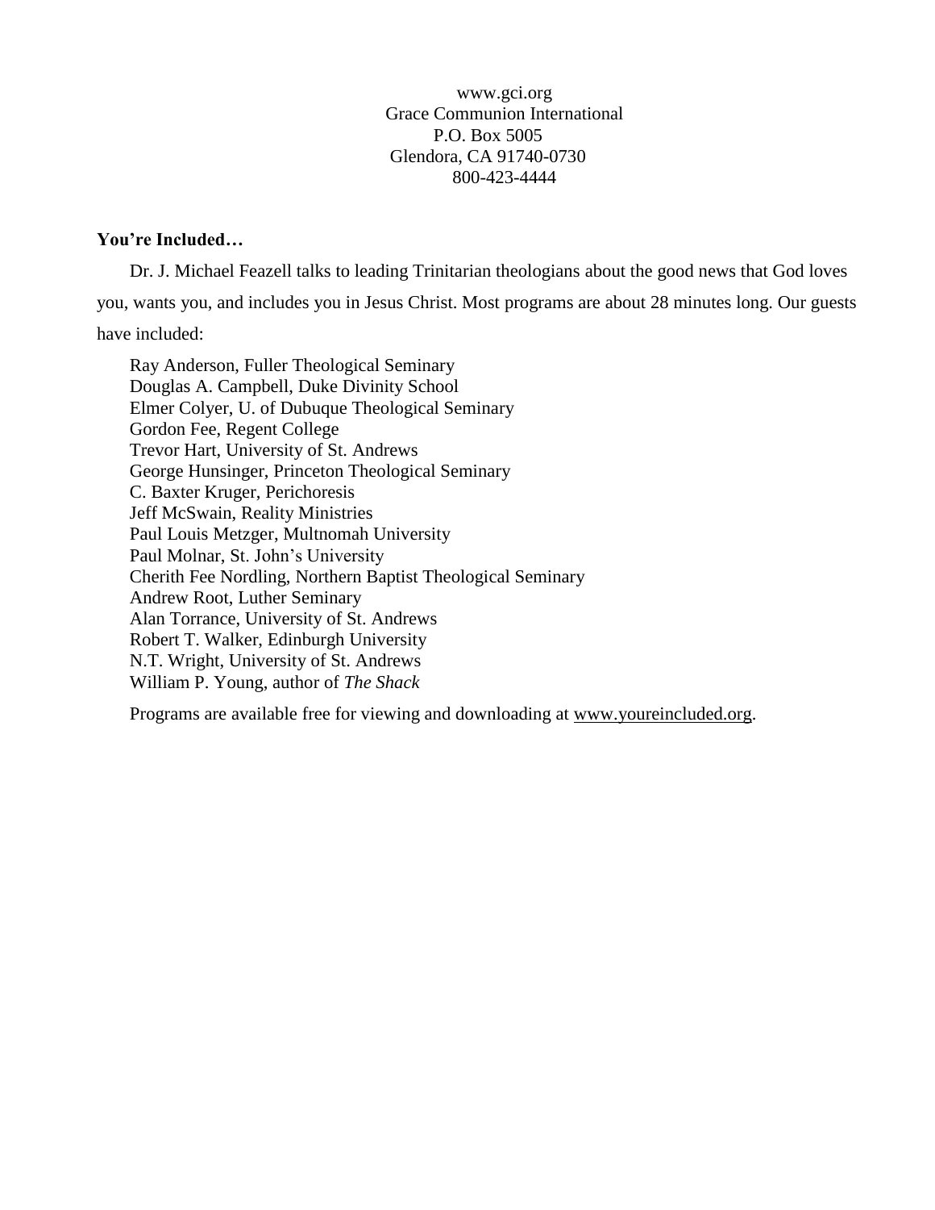www.gci.org
Grace Communion International
P.O. Box 5005
Glendora, CA 91740-0730
800-423-4444

**You're Included…**

Dr. J. Michael Feazell talks to leading Trinitarian theologians about the good news that God loves you, wants you, and includes you in Jesus Christ. Most programs are about 28 minutes long. Our guests have included:

Ray Anderson, Fuller Theological Seminary
Douglas A. Campbell, Duke Divinity School
Elmer Colyer, U. of Dubuque Theological Seminary
Gordon Fee, Regent College
Trevor Hart, University of St. Andrews
George Hunsinger, Princeton Theological Seminary
C. Baxter Kruger, Perichoresis
Jeff McSwain, Reality Ministries
Paul Louis Metzger, Multnomah University
Paul Molnar, St. John's University
Cherith Fee Nordling, Northern Baptist Theological Seminary
Andrew Root, Luther Seminary
Alan Torrance, University of St. Andrews
Robert T. Walker, Edinburgh University
N.T. Wright, University of St. Andrews
William P. Young, author of *The Shack*

Programs are available free for viewing and downloading at www.youreincluded.org.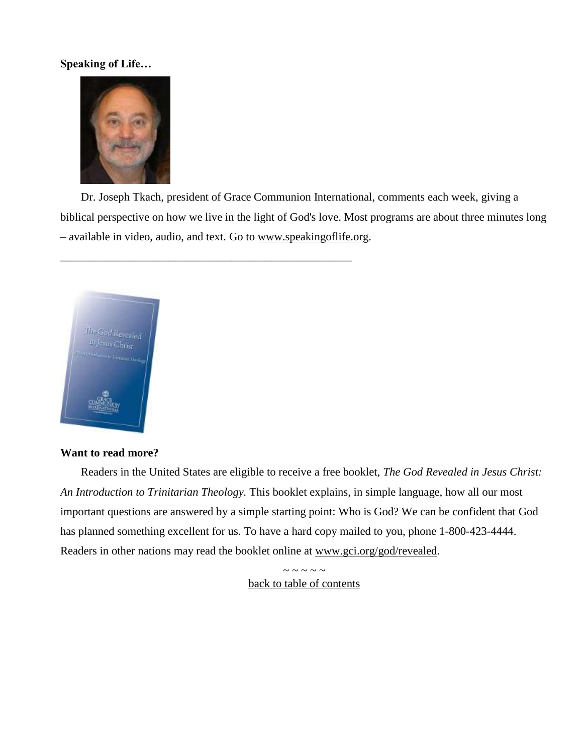**Speaking of Life…**

Dr. Joseph Tkach, president of Grace Communion International, comments each week, giving a biblical perspective on how we live in the light of God's love. Most programs are about three minutes long – available in video, audio, and text. Go to www.speakingoflife.org.

---

**Want to read more?**

Readers in the United States are eligible to receive a free booklet, *The God Revealed in Jesus Christ: An Introduction to Trinitarian Theology.* This booklet explains, in simple language, how all our most important questions are answered by a simple starting point: Who is God? We can be confident that God has planned something excellent for us. To have a hard copy mailed to you, phone 1-800-423-4444. Readers in other nations may read the booklet online at www.gci.org/god/revealed.

~ ~ ~ ~ ~

back to table of contents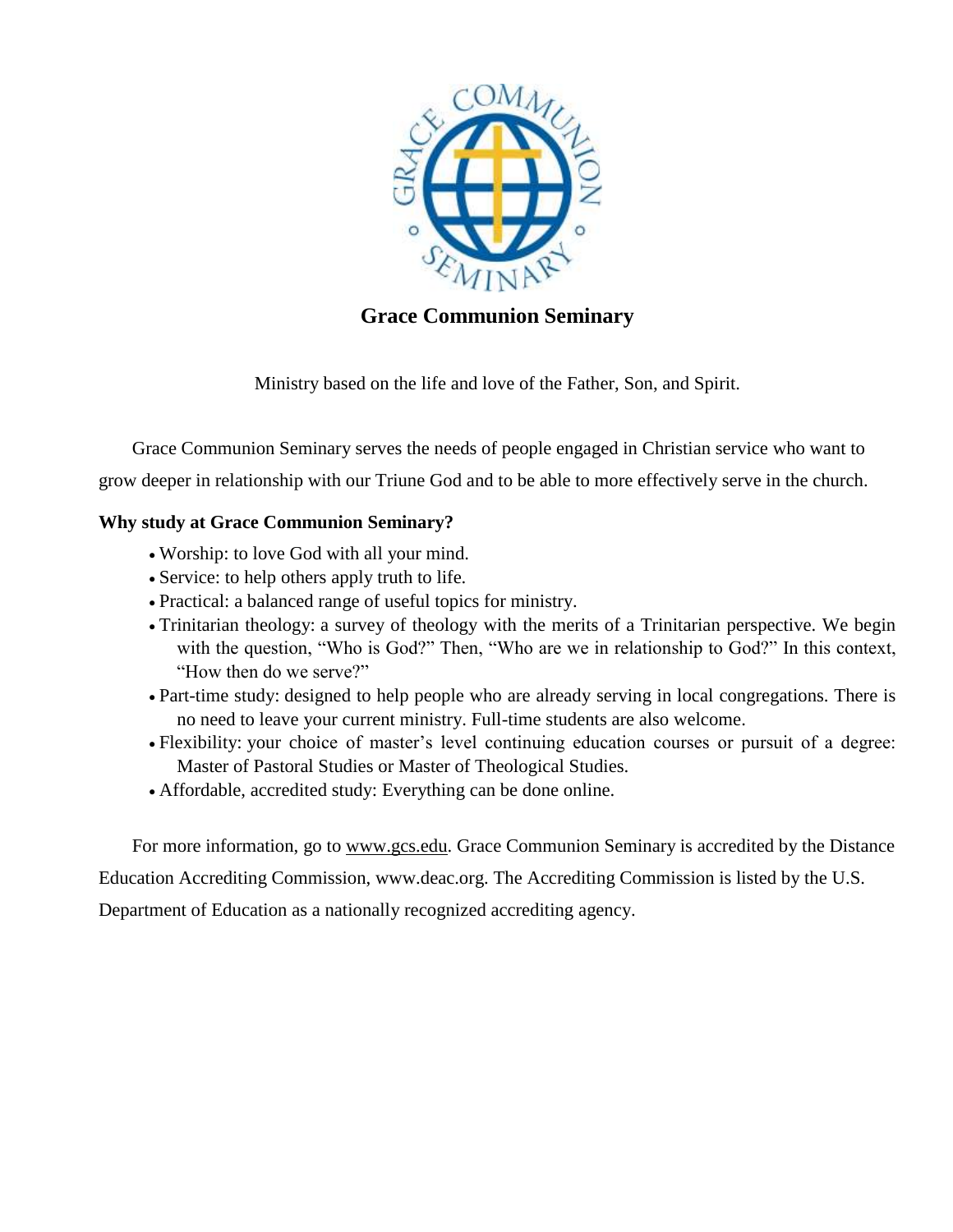**Grace Communion Seminary**

Ministry based on the life and love of the Father, Son, and Spirit.

Grace Communion Seminary serves the needs of people engaged in Christian service who want to grow deeper in relationship with our Triune God and to be able to more effectively serve in the church.

**Why study at Grace Communion Seminary?**

- Worship: to love God with all your mind.
- Service: to help others apply truth to life.
- Practical: a balanced range of useful topics for ministry.
- Trinitarian theology: a survey of theology with the merits of a Trinitarian perspective. We begin with the question, "Who is God?" Then, "Who are we in relationship to God?" In this context, "How then do we serve?"
- Part-time study: designed to help people who are already serving in local congregations. There is no need to leave your current ministry. Full-time students are also welcome.
- Flexibility: your choice of master's level continuing education courses or pursuit of a degree: Master of Pastoral Studies or Master of Theological Studies.
- Affordable, accredited study: Everything can be done online.

For more information, go to www.gcs.edu. Grace Communion Seminary is accredited by the Distance Education Accrediting Commission, www.deac.org. The Accrediting Commission is listed by the U.S. Department of Education as a nationally recognized accrediting agency.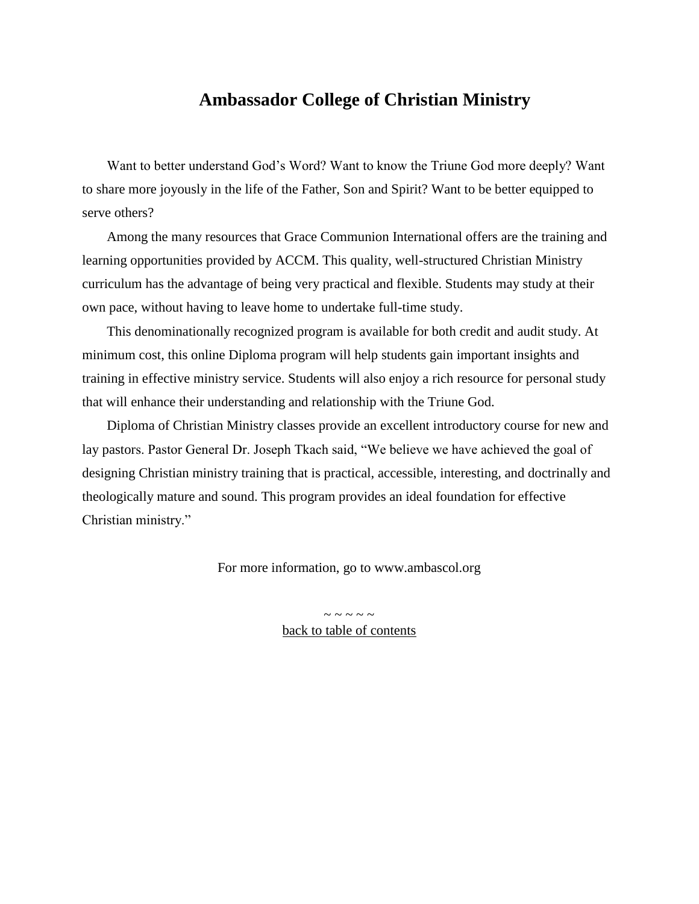# Ambassador College of Christian Ministry

Want to better understand God's Word? Want to know the Triune God more deeply? Want to share more joyously in the life of the Father, Son and Spirit? Want to be better equipped to serve others?

Among the many resources that Grace Communion International offers are the training and learning opportunities provided by ACCM. This quality, well-structured Christian Ministry curriculum has the advantage of being very practical and flexible. Students may study at their own pace, without having to leave home to undertake full-time study.

This denominationally recognized program is available for both credit and audit study. At minimum cost, this online Diploma program will help students gain important insights and training in effective ministry service. Students will also enjoy a rich resource for personal study that will enhance their understanding and relationship with the Triune God.

Diploma of Christian Ministry classes provide an excellent introductory course for new and lay pastors. Pastor General Dr. Joseph Tkach said, "We believe we have achieved the goal of designing Christian ministry training that is practical, accessible, interesting, and doctrinally and theologically mature and sound. This program provides an ideal foundation for effective Christian ministry."

For more information, go to www.ambascol.org

~ ~ ~ ~ ~

back to table of contents